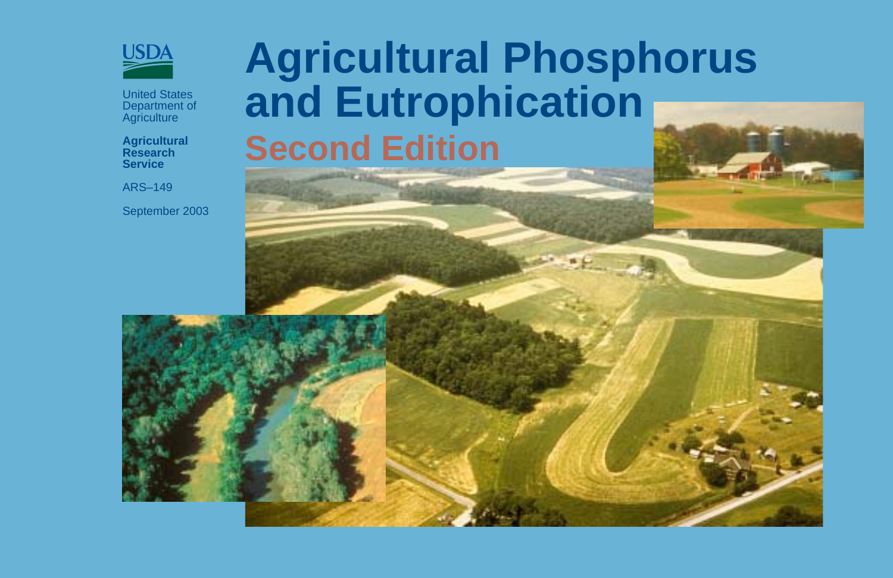USDA

United States Department of Agriculture

**Agricultural Research Service**

ARS–149

September 2003

# Agricultural Phosphorus and Eutrophication

## Second Edition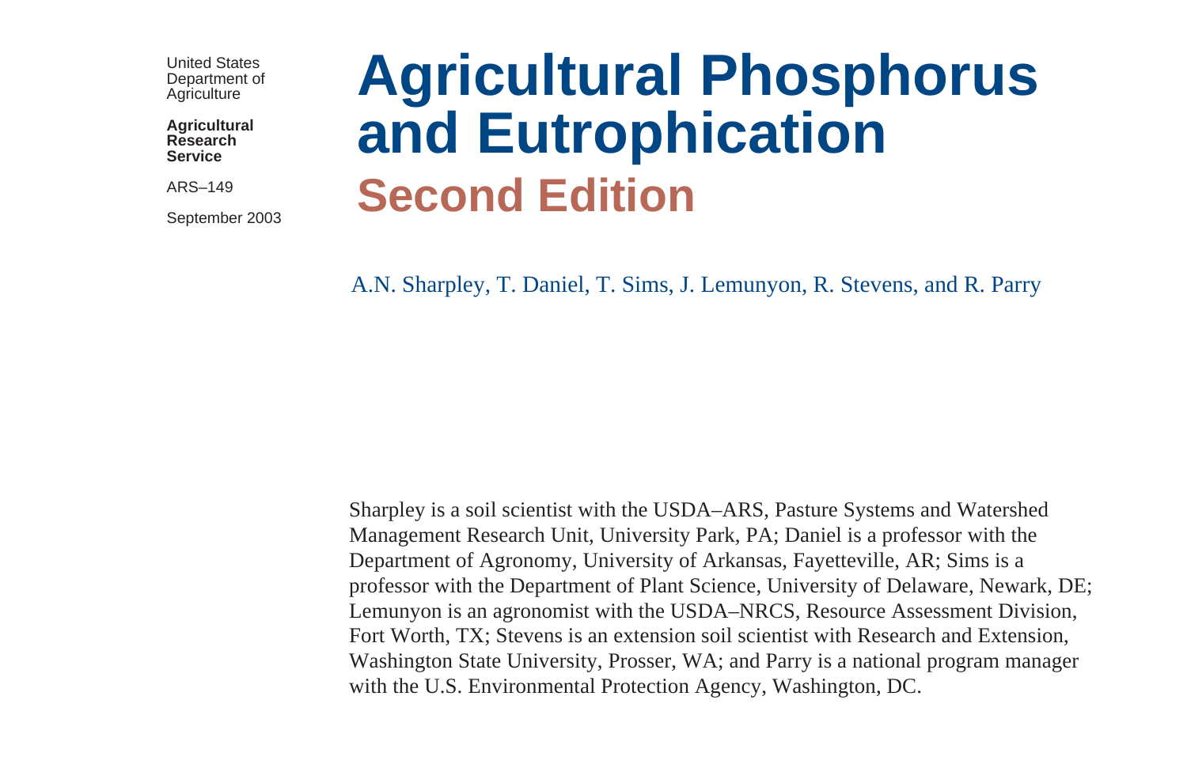United States Department of Agriculture

**Agricultural Research Service**

ARS–149

September 2003

# Agricultural Phosphorus and Eutrophication

## Second Edition

A.N. Sharpley, T. Daniel, T. Sims, J. Lemunyon, R. Stevens, and R. Parry

Sharpley is a soil scientist with the USDA–ARS, Pasture Systems and Watershed Management Research Unit, University Park, PA; Daniel is a professor with the Department of Agronomy, University of Arkansas, Fayetteville, AR; Sims is a professor with the Department of Plant Science, University of Delaware, Newark, DE; Lemunyon is an agronomist with the USDA–NRCS, Resource Assessment Division, Fort Worth, TX; Stevens is an extension soil scientist with Research and Extension, Washington State University, Prosser, WA; and Parry is a national program manager with the U.S. Environmental Protection Agency, Washington, DC.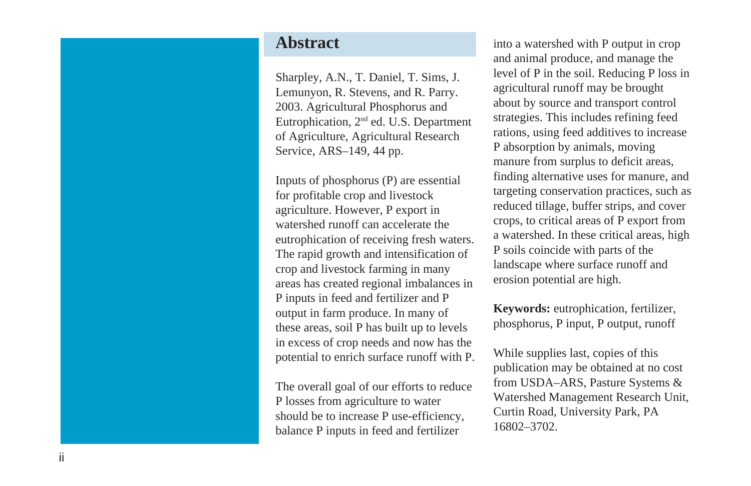## Abstract

Sharpley, A.N., T. Daniel, T. Sims, J. Lemunyon, R. Stevens, and R. Parry. 2003. Agricultural Phosphorus and Eutrophication, 2nd ed. U.S. Department of Agriculture, Agricultural Research Service, ARS–149, 44 pp.

Inputs of phosphorus (P) are essential for profitable crop and livestock agriculture. However, P export in watershed runoff can accelerate the eutrophication of receiving fresh waters. The rapid growth and intensification of crop and livestock farming in many areas has created regional imbalances in P inputs in feed and fertilizer and P output in farm produce. In many of these areas, soil P has built up to levels in excess of crop needs and now has the potential to enrich surface runoff with P.

The overall goal of our efforts to reduce P losses from agriculture to water should be to increase P use-efficiency, balance P inputs in feed and fertilizer into a watershed with P output in crop and animal produce, and manage the level of P in the soil. Reducing P loss in agricultural runoff may be brought about by source and transport control strategies. This includes refining feed rations, using feed additives to increase P absorption by animals, moving manure from surplus to deficit areas, finding alternative uses for manure, and targeting conservation practices, such as reduced tillage, buffer strips, and cover crops, to critical areas of P export from a watershed. In these critical areas, high P soils coincide with parts of the landscape where surface runoff and erosion potential are high.

**Keywords:** eutrophication, fertilizer, phosphorus, P input, P output, runoff

While supplies last, copies of this publication may be obtained at no cost from USDA–ARS, Pasture Systems & Watershed Management Research Unit, Curtin Road, University Park, PA 16802–3702.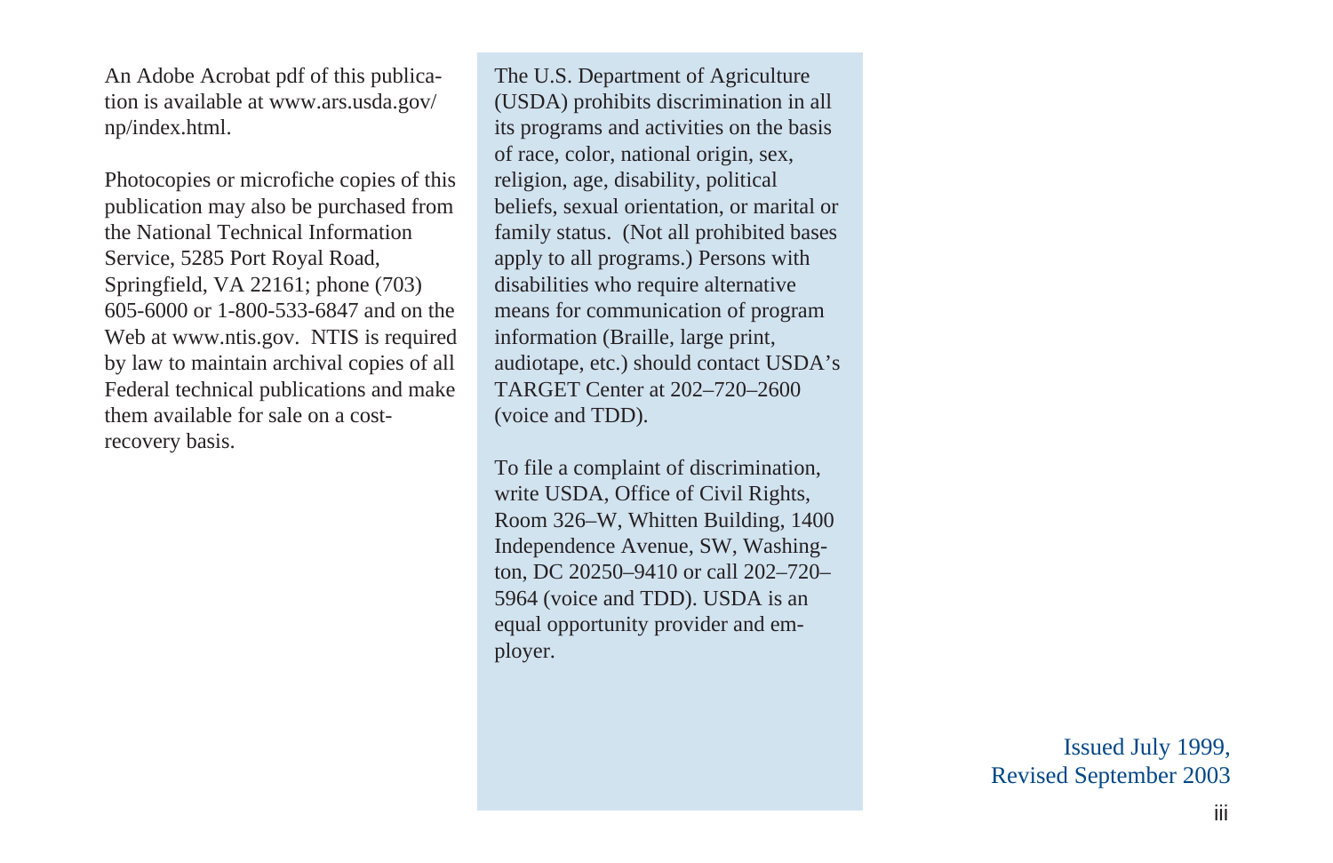An Adobe Acrobat pdf of this publication is available at www.ars.usda.gov/np/index.html.

Photocopies or microfiche copies of this publication may also be purchased from the National Technical Information Service, 5285 Port Royal Road, Springfield, VA 22161; phone (703) 605-6000 or 1-800-533-6847 and on the Web at www.ntis.gov. NTIS is required by law to maintain archival copies of all Federal technical publications and make them available for sale on a cost-recovery basis.

The U.S. Department of Agriculture (USDA) prohibits discrimination in all its programs and activities on the basis of race, color, national origin, sex, religion, age, disability, political beliefs, sexual orientation, or marital or family status. (Not all prohibited bases apply to all programs.) Persons with disabilities who require alternative means for communication of program information (Braille, large print, audiotape, etc.) should contact USDA's TARGET Center at 202–720–2600 (voice and TDD).

To file a complaint of discrimination, write USDA, Office of Civil Rights, Room 326–W, Whitten Building, 1400 Independence Avenue, SW, Washington, DC 20250–9410 or call 202–720–5964 (voice and TDD). USDA is an equal opportunity provider and employer.

Issued July 1999,
Revised September 2003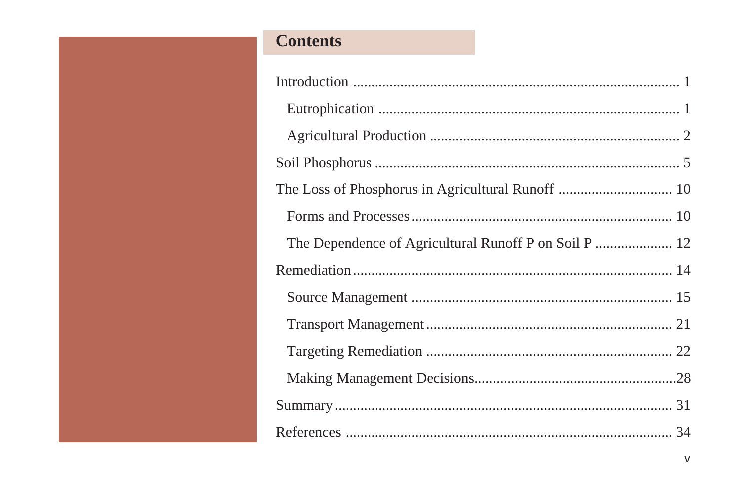## Contents

Introduction ........ 1

- Eutrophication ........ 1
- Agricultural Production ........ 2

Soil Phosphorus ........ 5

The Loss of Phosphorus in Agricultural Runoff ........ 10

- Forms and Processes ........ 10
- The Dependence of Agricultural Runoff P on Soil P ........ 12

Remediation ........ 14

- Source Management ........ 15
- Transport Management ........ 21
- Targeting Remediation ........ 22
- Making Management Decisions ........ 28

Summary ........ 31

References ........ 34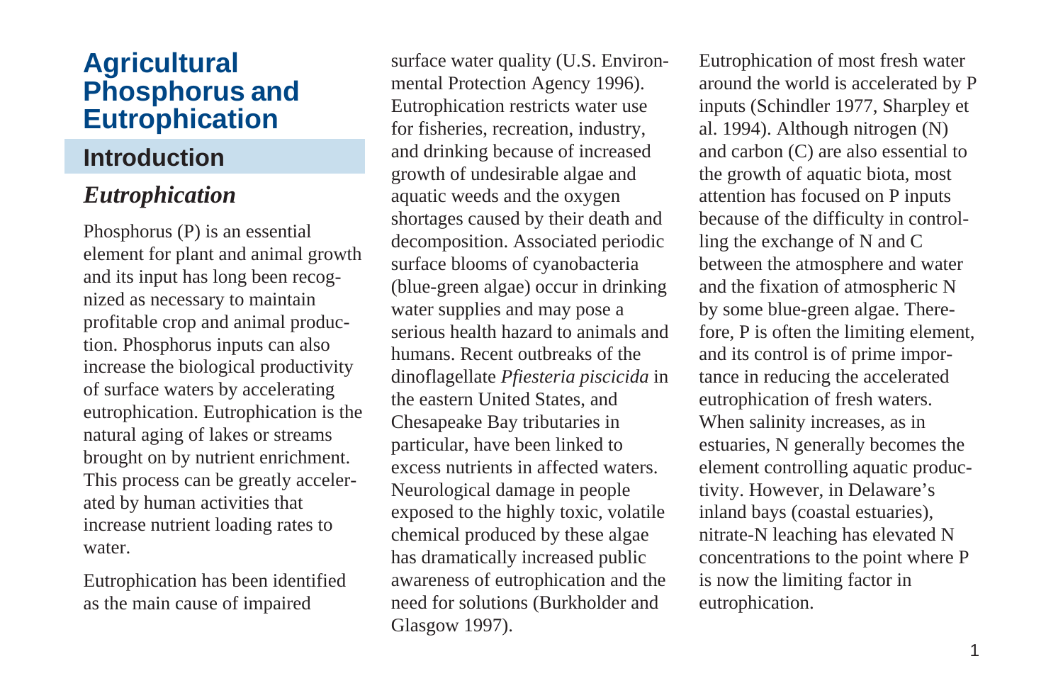# Agricultural Phosphorus and Eutrophication

## Introduction

### *Eutrophication*

Phosphorus (P) is an essential element for plant and animal growth and its input has long been recognized as necessary to maintain profitable crop and animal production. Phosphorus inputs can also increase the biological productivity of surface waters by accelerating eutrophication. Eutrophication is the natural aging of lakes or streams brought on by nutrient enrichment. This process can be greatly accelerated by human activities that increase nutrient loading rates to water.

Eutrophication has been identified as the main cause of impaired surface water quality (U.S. Environmental Protection Agency 1996). Eutrophication restricts water use for fisheries, recreation, industry, and drinking because of increased growth of undesirable algae and aquatic weeds and the oxygen shortages caused by their death and decomposition. Associated periodic surface blooms of cyanobacteria (blue-green algae) occur in drinking water supplies and may pose a serious health hazard to animals and humans. Recent outbreaks of the dinoflagellate *Pfiesteria piscicida* in the eastern United States, and Chesapeake Bay tributaries in particular, have been linked to excess nutrients in affected waters. Neurological damage in people exposed to the highly toxic, volatile chemical produced by these algae has dramatically increased public awareness of eutrophication and the need for solutions (Burkholder and Glasgow 1997).

Eutrophication of most fresh water around the world is accelerated by P inputs (Schindler 1977, Sharpley et al. 1994). Although nitrogen (N) and carbon (C) are also essential to the growth of aquatic biota, most attention has focused on P inputs because of the difficulty in controlling the exchange of N and C between the atmosphere and water and the fixation of atmospheric N by some blue-green algae. Therefore, P is often the limiting element, and its control is of prime importance in reducing the accelerated eutrophication of fresh waters. When salinity increases, as in estuaries, N generally becomes the element controlling aquatic productivity. However, in Delaware's inland bays (coastal estuaries), nitrate-N leaching has elevated N concentrations to the point where P is now the limiting factor in eutrophication.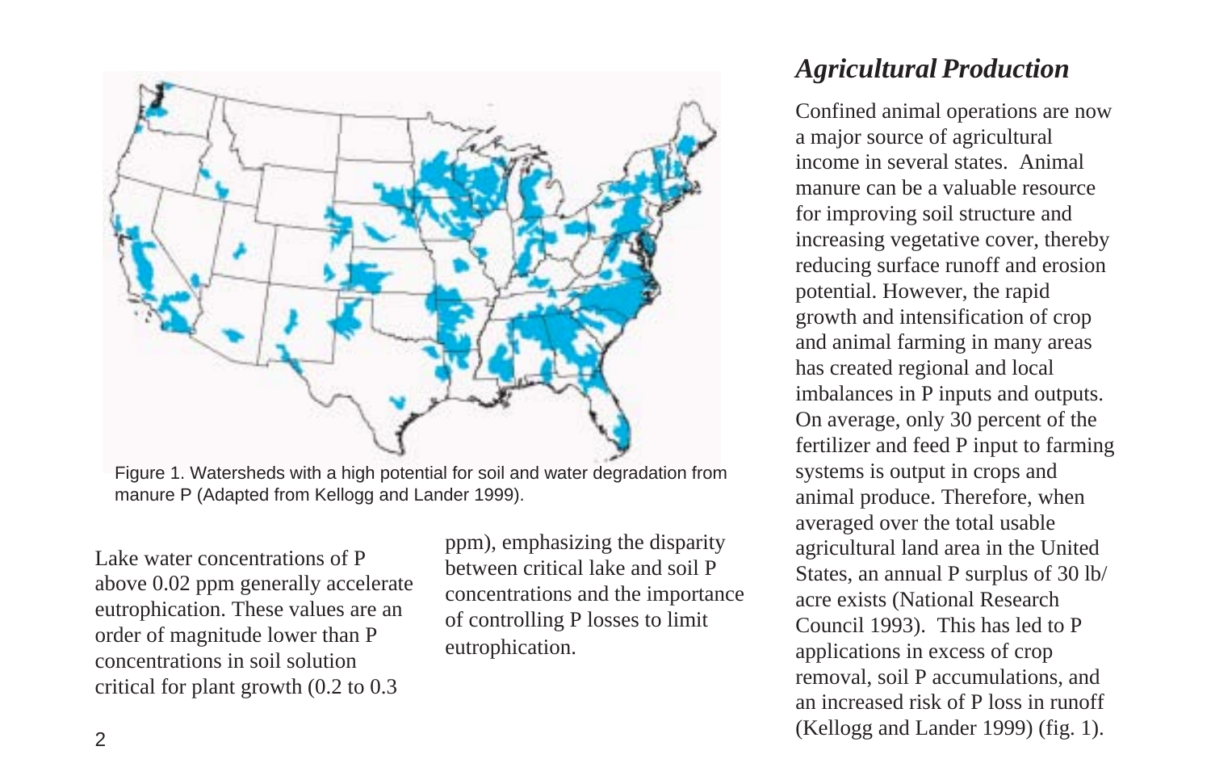Figure 1. Watersheds with a high potential for soil and water degradation from manure P (Adapted from Kellogg and Lander 1999).

Lake water concentrations of P above 0.02 ppm generally accelerate eutrophication. These values are an order of magnitude lower than P concentrations in soil solution critical for plant growth (0.2 to 0.3 ppm), emphasizing the disparity between critical lake and soil P concentrations and the importance of controlling P losses to limit eutrophication.

## *Agricultural Production*

Confined animal operations are now a major source of agricultural income in several states. Animal manure can be a valuable resource for improving soil structure and increasing vegetative cover, thereby reducing surface runoff and erosion potential. However, the rapid growth and intensification of crop and animal farming in many areas has created regional and local imbalances in P inputs and outputs. On average, only 30 percent of the fertilizer and feed P input to farming systems is output in crops and animal produce. Therefore, when averaged over the total usable agricultural land area in the United States, an annual P surplus of 30 lb/acre exists (National Research Council 1993). This has led to P applications in excess of crop removal, soil P accumulations, and an increased risk of P loss in runoff (Kellogg and Lander 1999) (fig. 1).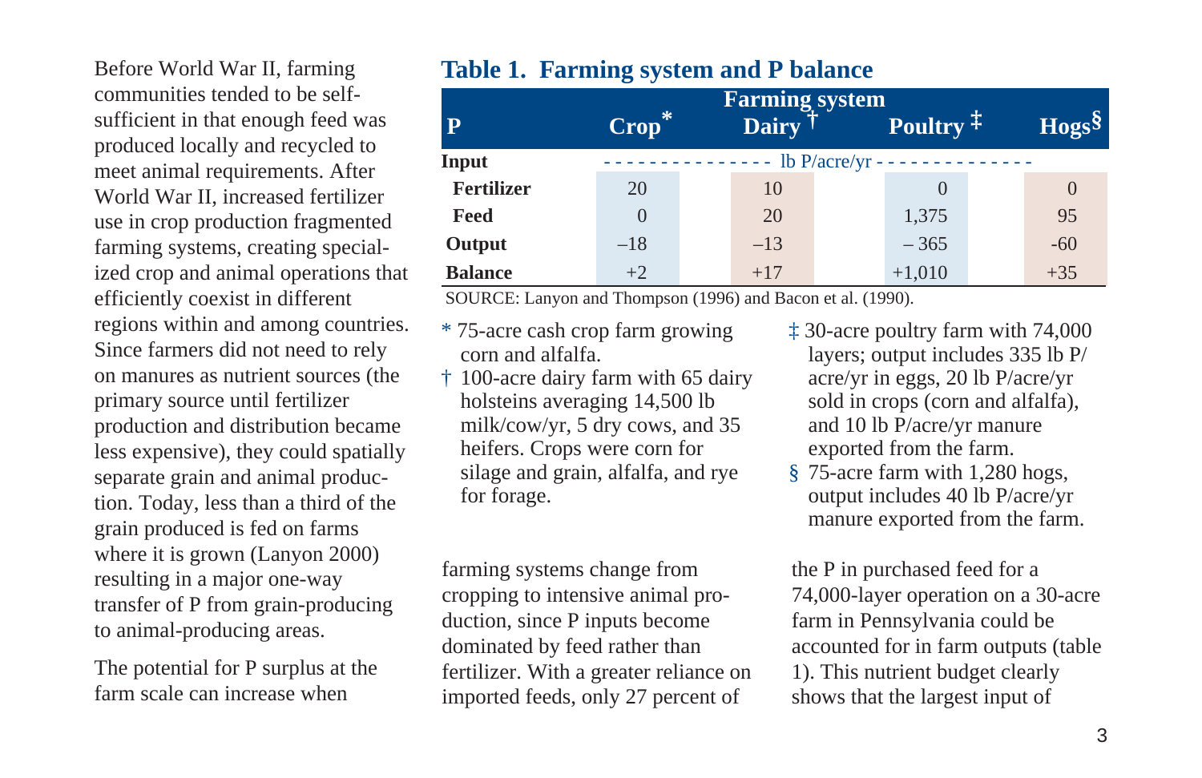Before World War II, farming communities tended to be self-sufficient in that enough feed was produced locally and recycled to meet animal requirements. After World War II, increased fertilizer use in crop production fragmented farming systems, creating specialized crop and animal operations that efficiently coexist in different regions within and among countries. Since farmers did not need to rely on manures as nutrient sources (the primary source until fertilizer production and distribution became less expensive), they could spatially separate grain and animal production. Today, less than a third of the grain produced is fed on farms where it is grown (Lanyon 2000) resulting in a major one-way transfer of P from grain-producing to animal-producing areas.

The potential for P surplus at the farm scale can increase when farming systems change from cropping to intensive animal production, since P inputs become dominated by feed rather than fertilizer. With a greater reliance on imported feeds, only 27 percent of the P in purchased feed for a 74,000-layer operation on a 30-acre farm in Pennsylvania could be accounted for in farm outputs (table 1). This nutrient budget clearly shows that the largest input of

## Table 1. Farming system and P balance

| P | Farming system: Crop* | Dairy † | Poultry ‡ | Hogs§ |
|---|---|---|---|---|
| **Input** | lb P/acre/yr | | | |
| **Fertilizer** | 20 | 10 | 0 | 0 |
| **Feed** | 0 | 20 | 1,375 | 95 |
| **Output** | –18 | –13 | – 365 | -60 |
| **Balance** | +2 | +17 | +1,010 | +35 |

SOURCE: Lanyon and Thompson (1996) and Bacon et al. (1990).

\* 75-acre cash crop farm growing corn and alfalfa.

† 100-acre dairy farm with 65 dairy holsteins averaging 14,500 lb milk/cow/yr, 5 dry cows, and 35 heifers. Crops were corn for silage and grain, alfalfa, and rye for forage.

‡ 30-acre poultry farm with 74,000 layers; output includes 335 lb P/acre/yr in eggs, 20 lb P/acre/yr sold in crops (corn and alfalfa), and 10 lb P/acre/yr manure exported from the farm.

§ 75-acre farm with 1,280 hogs, output includes 40 lb P/acre/yr manure exported from the farm.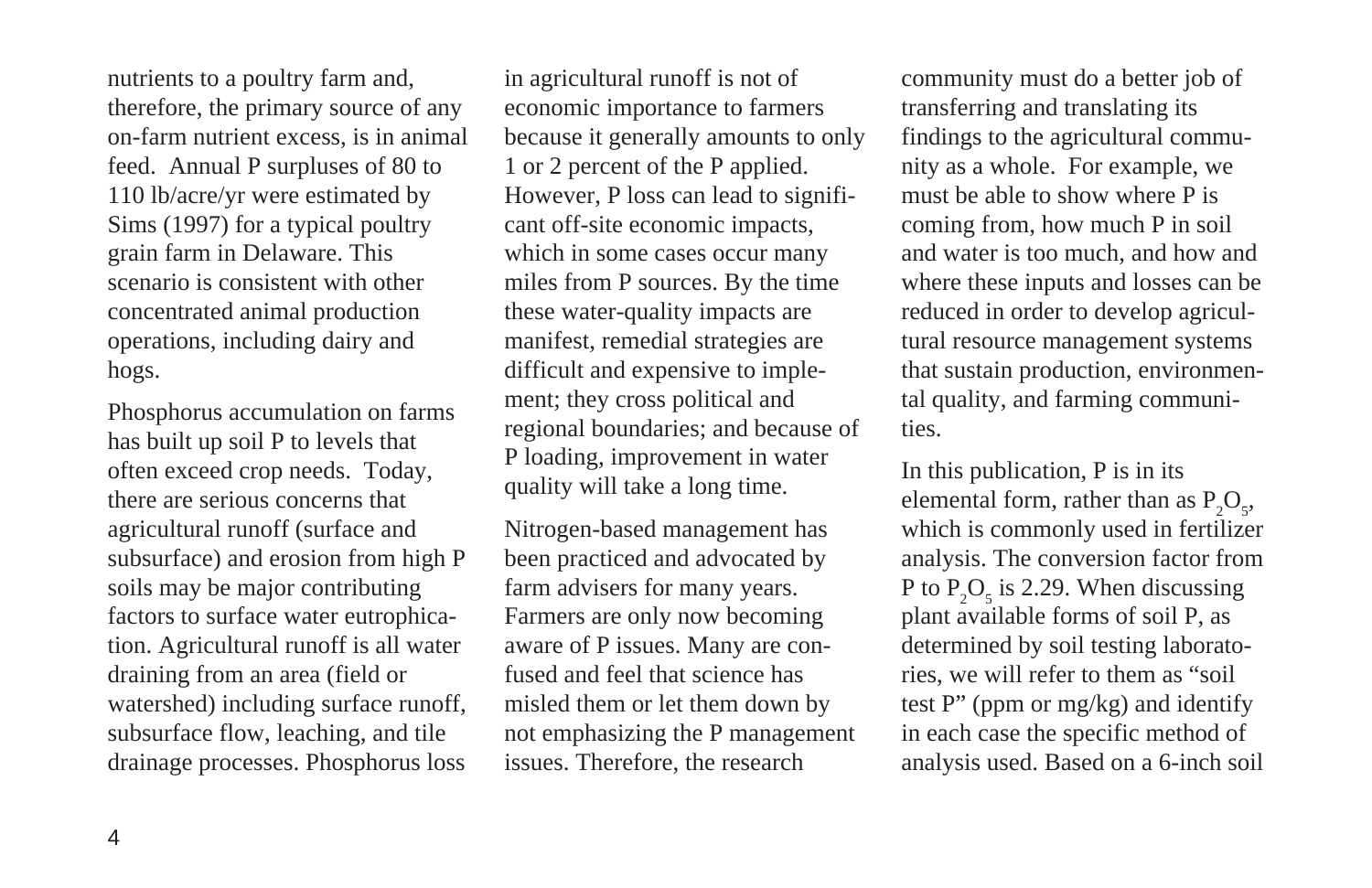nutrients to a poultry farm and, therefore, the primary source of any on-farm nutrient excess, is in animal feed. Annual P surpluses of 80 to 110 lb/acre/yr were estimated by Sims (1997) for a typical poultry grain farm in Delaware. This scenario is consistent with other concentrated animal production operations, including dairy and hogs.

Phosphorus accumulation on farms has built up soil P to levels that often exceed crop needs. Today, there are serious concerns that agricultural runoff (surface and subsurface) and erosion from high P soils may be major contributing factors to surface water eutrophication. Agricultural runoff is all water draining from an area (field or watershed) including surface runoff, subsurface flow, leaching, and tile drainage processes. Phosphorus loss in agricultural runoff is not of economic importance to farmers because it generally amounts to only 1 or 2 percent of the P applied. However, P loss can lead to significant off-site economic impacts, which in some cases occur many miles from P sources. By the time these water-quality impacts are manifest, remedial strategies are difficult and expensive to implement; they cross political and regional boundaries; and because of P loading, improvement in water quality will take a long time.

Nitrogen-based management has been practiced and advocated by farm advisers for many years. Farmers are only now becoming aware of P issues. Many are confused and feel that science has misled them or let them down by not emphasizing the P management issues. Therefore, the research community must do a better job of transferring and translating its findings to the agricultural community as a whole. For example, we must be able to show where P is coming from, how much P in soil and water is too much, and how and where these inputs and losses can be reduced in order to develop agricultural resource management systems that sustain production, environmental quality, and farming communities.

In this publication, P is in its elemental form, rather than as $P_2O_5$, which is commonly used in fertilizer analysis. The conversion factor from P to $P_2O_5$ is 2.29. When discussing plant available forms of soil P, as determined by soil testing laboratories, we will refer to them as "soil test P" (ppm or mg/kg) and identify in each case the specific method of analysis used. Based on a 6-inch soil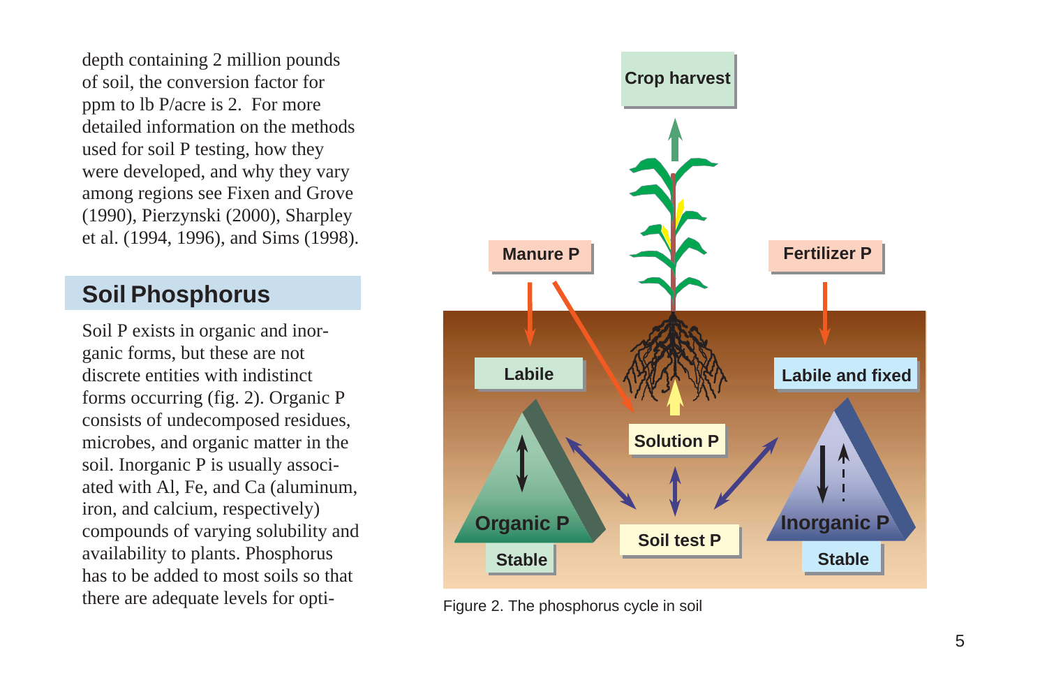depth containing 2 million pounds of soil, the conversion factor for ppm to lb P/acre is 2. For more detailed information on the methods used for soil P testing, how they were developed, and why they vary among regions see Fixen and Grove (1990), Pierzynski (2000), Sharpley et al. (1994, 1996), and Sims (1998).

## Soil Phosphorus

Soil P exists in organic and inorganic forms, but these are not discrete entities with indistinct forms occurring (fig. 2). Organic P consists of undecomposed residues, microbes, and organic matter in the soil. Inorganic P is usually associated with Al, Fe, and Ca (aluminum, iron, and calcium, respectively) compounds of varying solubility and availability to plants. Phosphorus has to be added to most soils so that there are adequate levels for opti-

Figure 2. The phosphorus cycle in soil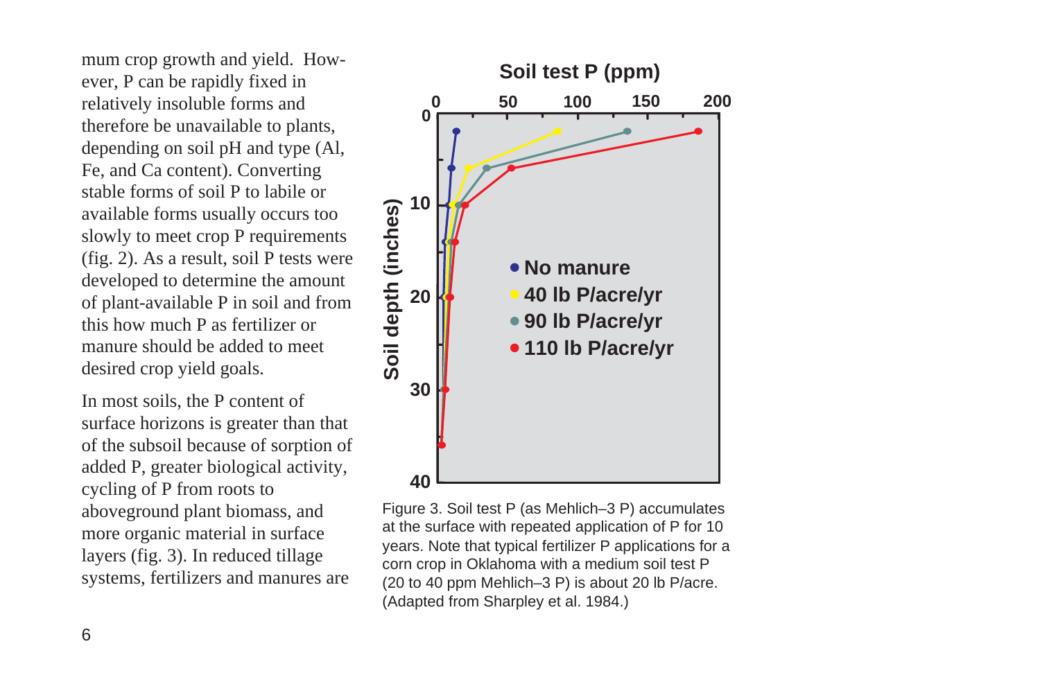mum crop growth and yield. However, P can be rapidly fixed in relatively insoluble forms and therefore be unavailable to plants, depending on soil pH and type (Al, Fe, and Ca content). Converting stable forms of soil P to labile or available forms usually occurs too slowly to meet crop P requirements (fig. 2). As a result, soil P tests were developed to determine the amount of plant-available P in soil and from this how much P as fertilizer or manure should be added to meet desired crop yield goals.

In most soils, the P content of surface horizons is greater than that of the subsoil because of sorption of added P, greater biological activity, cycling of P from roots to aboveground plant biomass, and more organic material in surface layers (fig. 3). In reduced tillage systems, fertilizers and manures are

Figure 3. Soil test P (as Mehlich–3 P) accumulates at the surface with repeated application of P for 10 years. Note that typical fertilizer P applications for a corn crop in Oklahoma with a medium soil test P (20 to 40 ppm Mehlich–3 P) is about 20 lb P/acre. (Adapted from Sharpley et al. 1984.)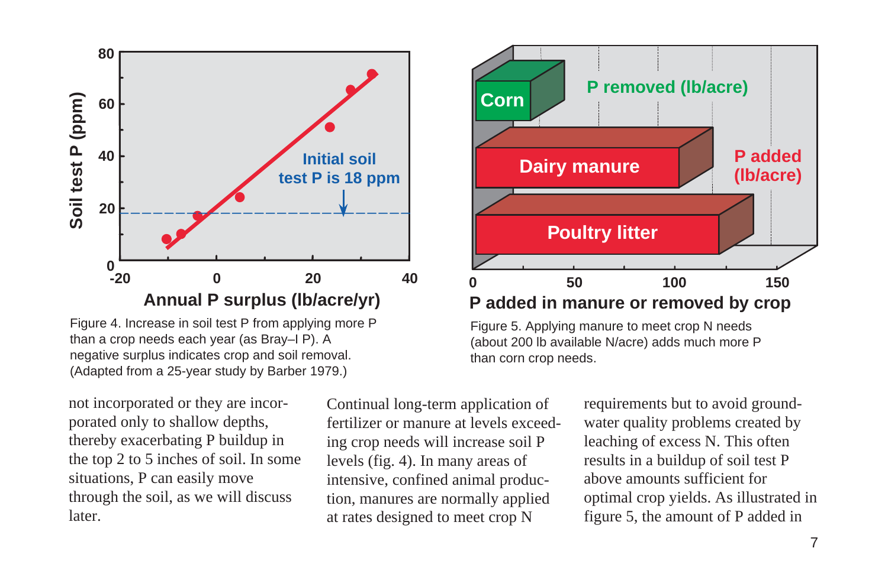Figure 4. Increase in soil test P from applying more P than a crop needs each year (as Bray–I P). A negative surplus indicates crop and soil removal. (Adapted from a 25-year study by Barber 1979.)

Figure 5. Applying manure to meet crop N needs (about 200 lb available N/acre) adds much more P than corn crop needs.

not incorporated or they are incorporated only to shallow depths, thereby exacerbating P buildup in the top 2 to 5 inches of soil. In some situations, P can easily move through the soil, as we will discuss later.

Continual long-term application of fertilizer or manure at levels exceeding crop needs will increase soil P levels (fig. 4). In many areas of intensive, confined animal production, manures are normally applied at rates designed to meet crop N requirements but to avoid groundwater quality problems created by leaching of excess N. This often results in a buildup of soil test P above amounts sufficient for optimal crop yields. As illustrated in figure 5, the amount of P added in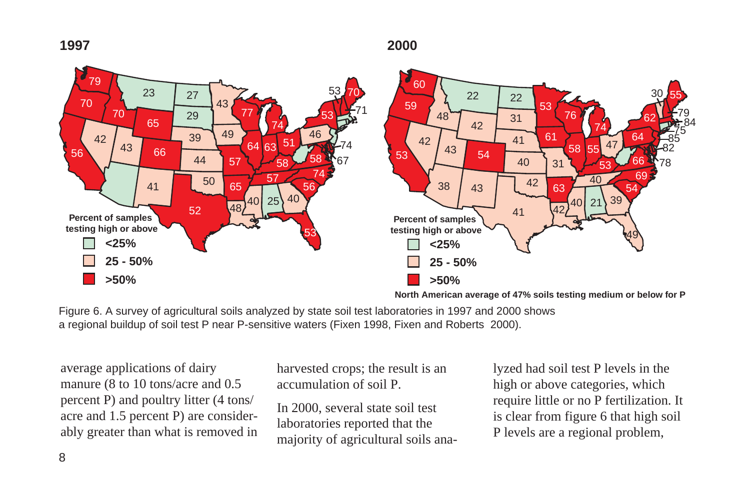Figure 6. A survey of agricultural soils analyzed by state soil test laboratories in 1997 and 2000 shows a regional buildup of soil test P near P-sensitive waters (Fixen 1998, Fixen and Roberts 2000).

average applications of dairy manure (8 to 10 tons/acre and 0.5 percent P) and poultry litter (4 tons/acre and 1.5 percent P) are considerably greater than what is removed in harvested crops; the result is an accumulation of soil P.

In 2000, several state soil test laboratories reported that the majority of agricultural soils analyzed had soil test P levels in the high or above categories, which require little or no P fertilization. It is clear from figure 6 that high soil P levels are a regional problem,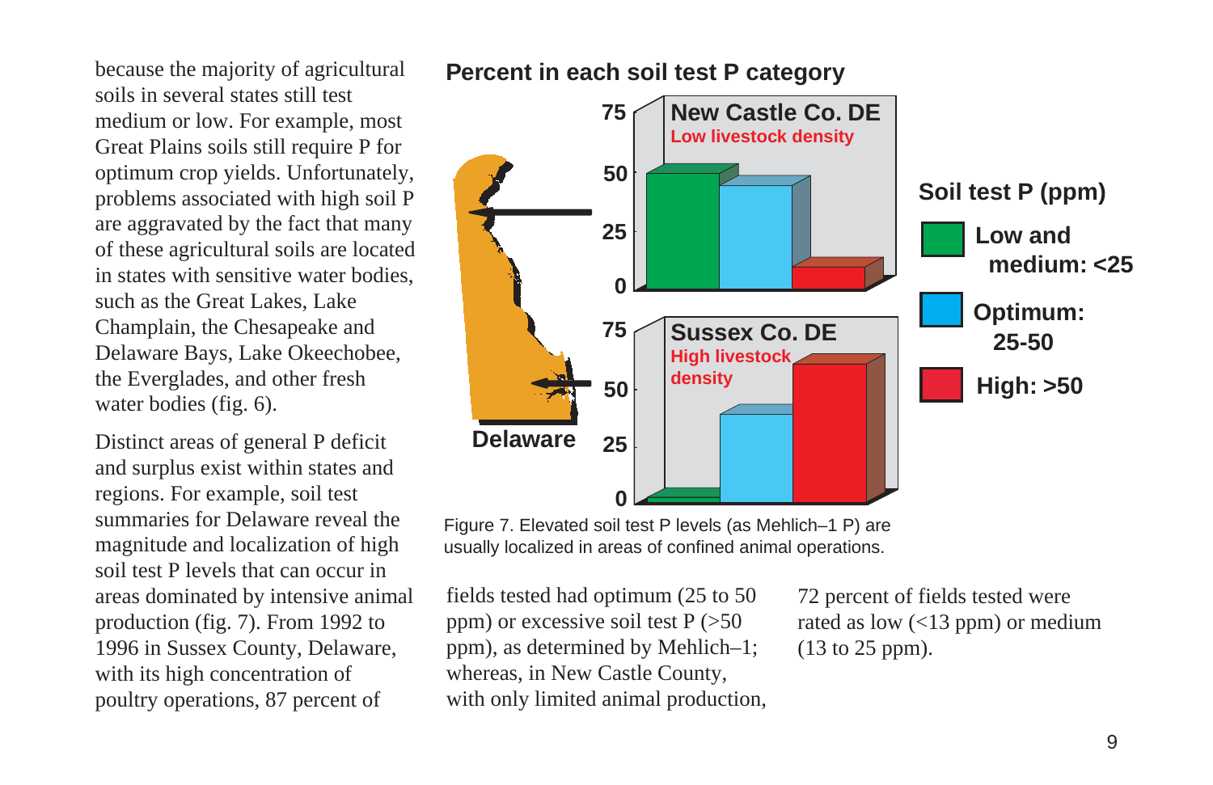because the majority of agricultural soils in several states still test medium or low. For example, most Great Plains soils still require P for optimum crop yields. Unfortunately, problems associated with high soil P are aggravated by the fact that many of these agricultural soils are located in states with sensitive water bodies, such as the Great Lakes, Lake Champlain, the Chesapeake and Delaware Bays, Lake Okeechobee, the Everglades, and other fresh water bodies (fig. 6).

Distinct areas of general P deficit and surplus exist within states and regions. For example, soil test summaries for Delaware reveal the magnitude and localization of high soil test P levels that can occur in areas dominated by intensive animal production (fig. 7). From 1992 to 1996 in Sussex County, Delaware, with its high concentration of poultry operations, 87 percent of fields tested had optimum (25 to 50 ppm) or excessive soil test P (>50 ppm), as determined by Mehlich–1; whereas, in New Castle County, with only limited animal production, 72 percent of fields tested were rated as low (<13 ppm) or medium (13 to 25 ppm).

Figure 7. Elevated soil test P levels (as Mehlich–1 P) are usually localized in areas of confined animal operations.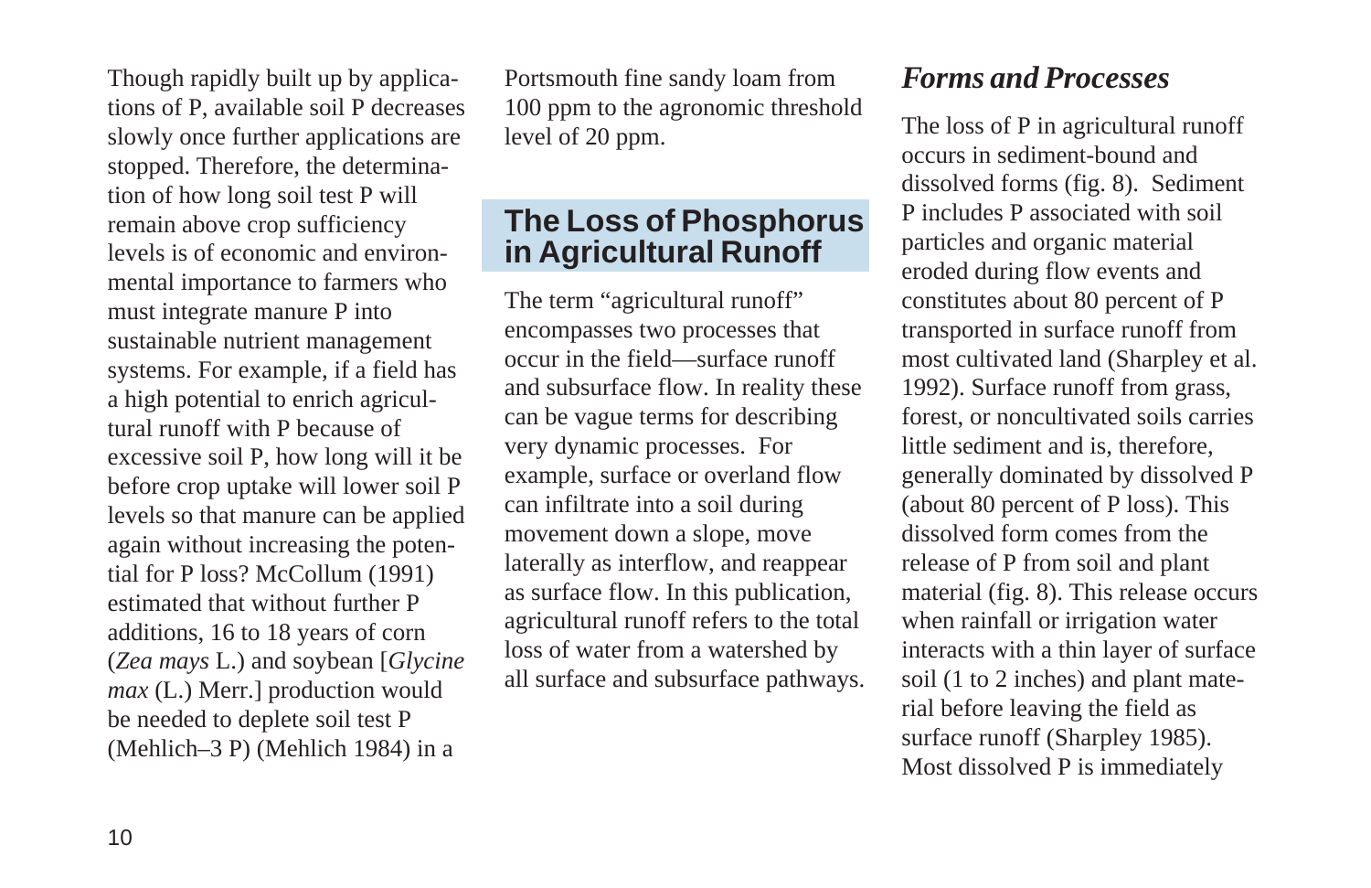Though rapidly built up by applications of P, available soil P decreases slowly once further applications are stopped. Therefore, the determination of how long soil test P will remain above crop sufficiency levels is of economic and environmental importance to farmers who must integrate manure P into sustainable nutrient management systems. For example, if a field has a high potential to enrich agricultural runoff with P because of excessive soil P, how long will it be before crop uptake will lower soil P levels so that manure can be applied again without increasing the potential for P loss? McCollum (1991) estimated that without further P additions, 16 to 18 years of corn (*Zea mays* L.) and soybean [*Glycine max* (L.) Merr.] production would be needed to deplete soil test P (Mehlich–3 P) (Mehlich 1984) in a Portsmouth fine sandy loam from 100 ppm to the agronomic threshold level of 20 ppm.

## The Loss of Phosphorus in Agricultural Runoff

The term "agricultural runoff" encompasses two processes that occur in the field—surface runoff and subsurface flow. In reality these can be vague terms for describing very dynamic processes. For example, surface or overland flow can infiltrate into a soil during movement down a slope, move laterally as interflow, and reappear as surface flow. In this publication, agricultural runoff refers to the total loss of water from a watershed by all surface and subsurface pathways.

### *Forms and Processes*

The loss of P in agricultural runoff occurs in sediment-bound and dissolved forms (fig. 8). Sediment P includes P associated with soil particles and organic material eroded during flow events and constitutes about 80 percent of P transported in surface runoff from most cultivated land (Sharpley et al. 1992). Surface runoff from grass, forest, or noncultivated soils carries little sediment and is, therefore, generally dominated by dissolved P (about 80 percent of P loss). This dissolved form comes from the release of P from soil and plant material (fig. 8). This release occurs when rainfall or irrigation water interacts with a thin layer of surface soil (1 to 2 inches) and plant material before leaving the field as surface runoff (Sharpley 1985). Most dissolved P is immediately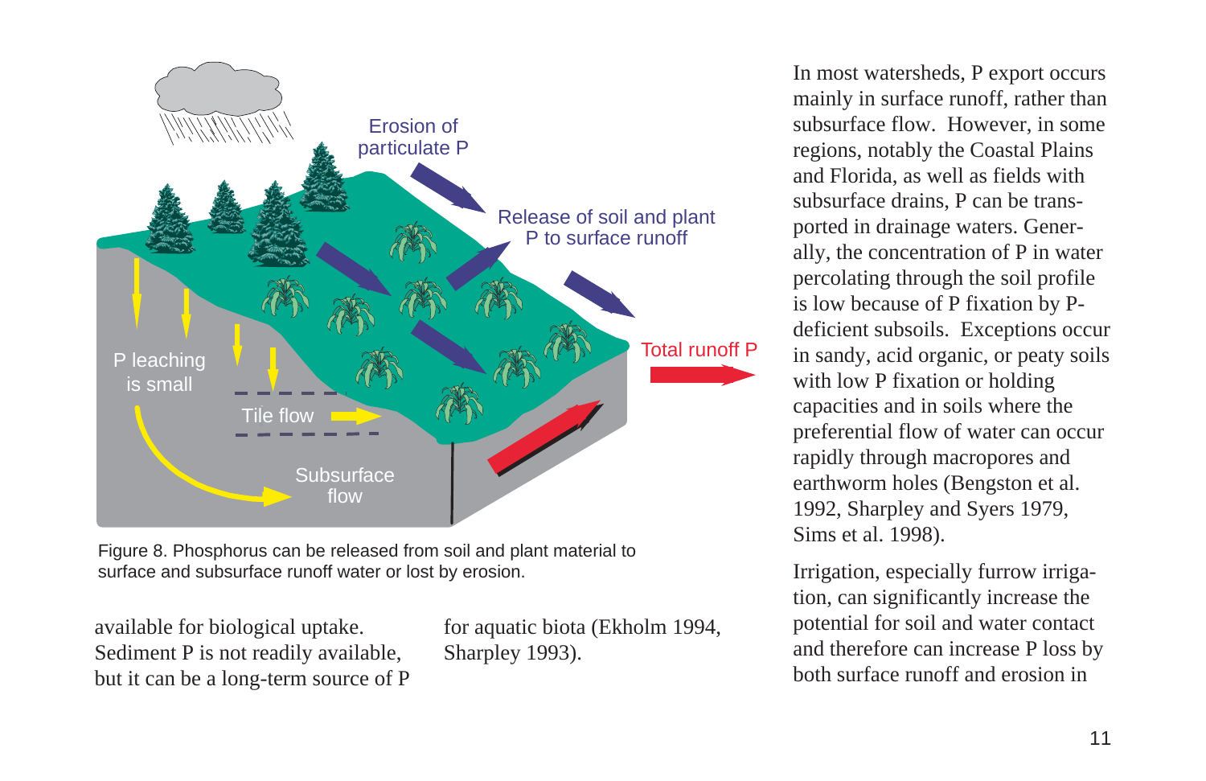Figure 8. Phosphorus can be released from soil and plant material to surface and subsurface runoff water or lost by erosion.

available for biological uptake. Sediment P is not readily available, but it can be a long-term source of P for aquatic biota (Ekholm 1994, Sharpley 1993).

In most watersheds, P export occurs mainly in surface runoff, rather than subsurface flow. However, in some regions, notably the Coastal Plains and Florida, as well as fields with subsurface drains, P can be transported in drainage waters. Generally, the concentration of P in water percolating through the soil profile is low because of P fixation by P-deficient subsoils. Exceptions occur in sandy, acid organic, or peaty soils with low P fixation or holding capacities and in soils where the preferential flow of water can occur rapidly through macropores and earthworm holes (Bengston et al. 1992, Sharpley and Syers 1979, Sims et al. 1998).

Irrigation, especially furrow irrigation, can significantly increase the potential for soil and water contact and therefore can increase P loss by both surface runoff and erosion in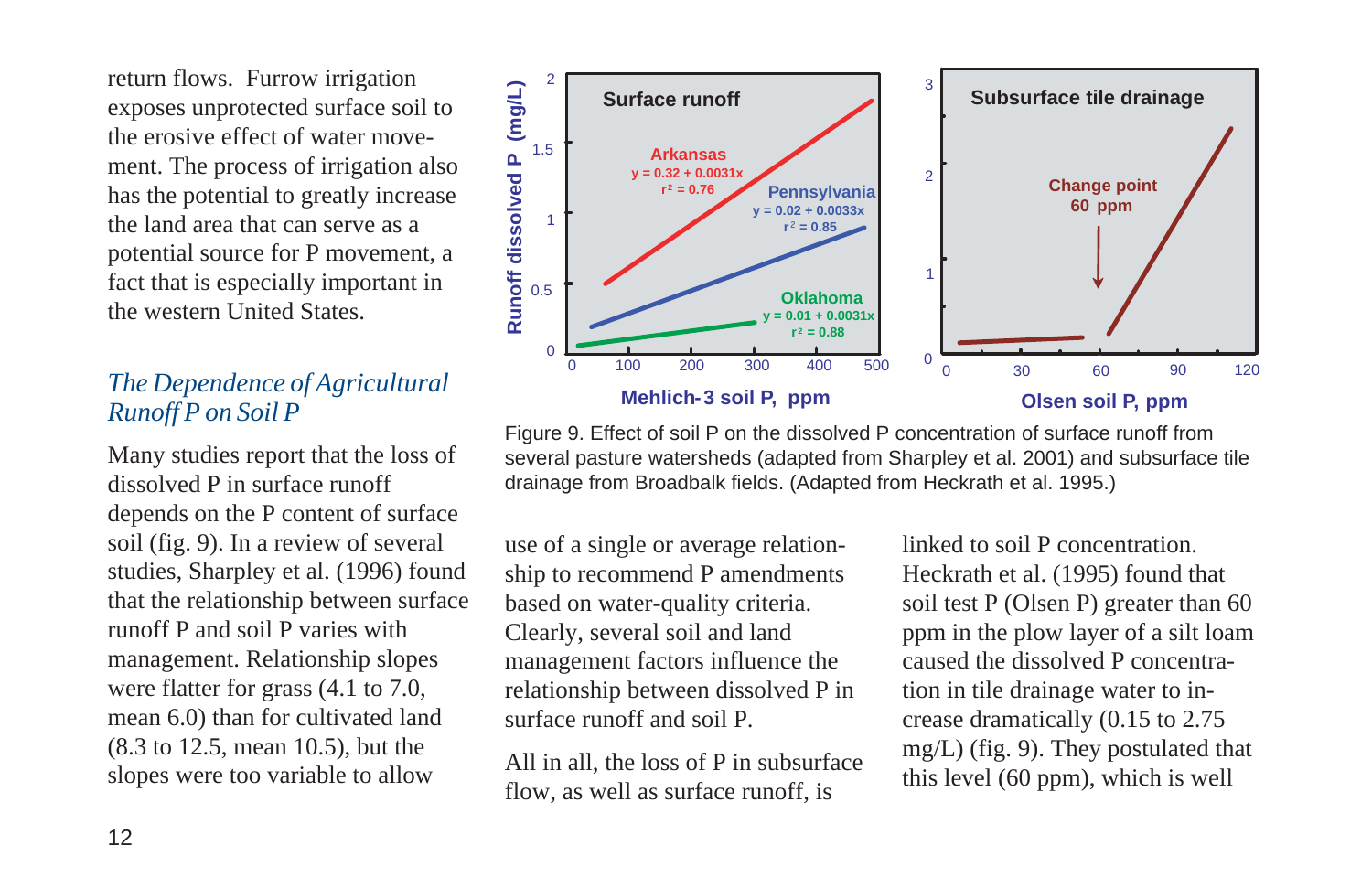return flows. Furrow irrigation exposes unprotected surface soil to the erosive effect of water movement. The process of irrigation also has the potential to greatly increase the land area that can serve as a potential source for P movement, a fact that is especially important in the western United States.

### *The Dependence of Agricultural Runoff P on Soil P*

Many studies report that the loss of dissolved P in surface runoff depends on the P content of surface soil (fig. 9). In a review of several studies, Sharpley et al. (1996) found that the relationship between surface runoff P and soil P varies with management. Relationship slopes were flatter for grass (4.1 to 7.0, mean 6.0) than for cultivated land (8.3 to 12.5, mean 10.5), but the slopes were too variable to allow use of a single or average relationship to recommend P amendments based on water-quality criteria. Clearly, several soil and land management factors influence the relationship between dissolved P in surface runoff and soil P.

All in all, the loss of P in subsurface flow, as well as surface runoff, is linked to soil P concentration. Heckrath et al. (1995) found that soil test P (Olsen P) greater than 60 ppm in the plow layer of a silt loam caused the dissolved P concentration in tile drainage water to increase dramatically (0.15 to 2.75 mg/L) (fig. 9). They postulated that this level (60 ppm), which is well

Figure 9. Effect of soil P on the dissolved P concentration of surface runoff from several pasture watersheds (adapted from Sharpley et al. 2001) and subsurface tile drainage from Broadbalk fields. (Adapted from Heckrath et al. 1995.)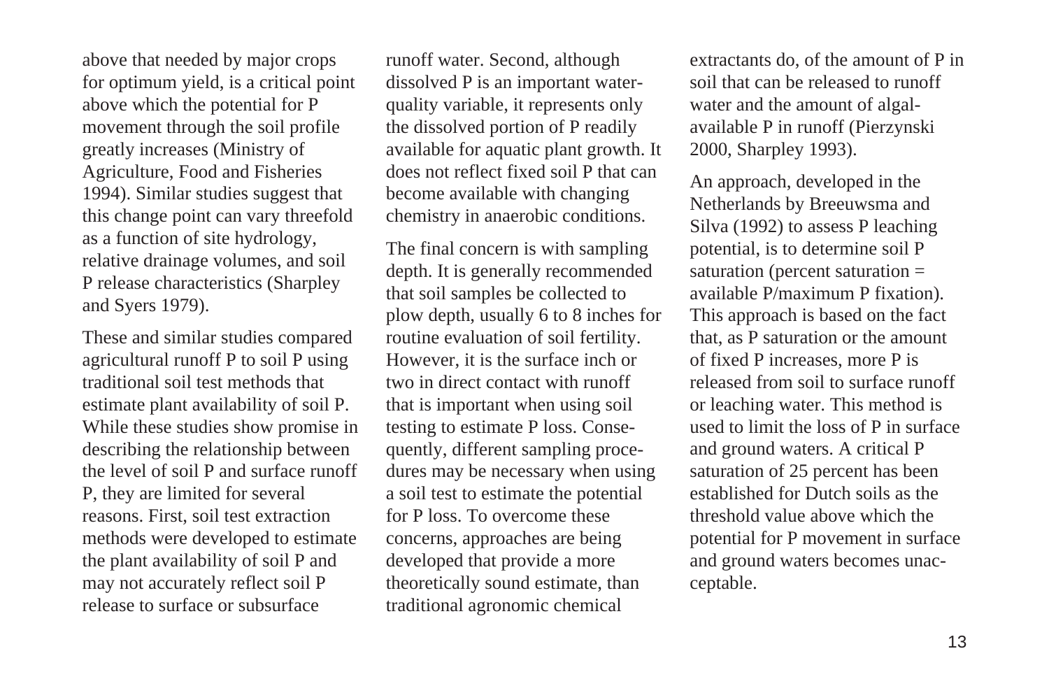above that needed by major crops for optimum yield, is a critical point above which the potential for P movement through the soil profile greatly increases (Ministry of Agriculture, Food and Fisheries 1994). Similar studies suggest that this change point can vary threefold as a function of site hydrology, relative drainage volumes, and soil P release characteristics (Sharpley and Syers 1979).

These and similar studies compared agricultural runoff P to soil P using traditional soil test methods that estimate plant availability of soil P. While these studies show promise in describing the relationship between the level of soil P and surface runoff P, they are limited for several reasons. First, soil test extraction methods were developed to estimate the plant availability of soil P and may not accurately reflect soil P release to surface or subsurface runoff water. Second, although dissolved P is an important water-quality variable, it represents only the dissolved portion of P readily available for aquatic plant growth. It does not reflect fixed soil P that can become available with changing chemistry in anaerobic conditions.

The final concern is with sampling depth. It is generally recommended that soil samples be collected to plow depth, usually 6 to 8 inches for routine evaluation of soil fertility. However, it is the surface inch or two in direct contact with runoff that is important when using soil testing to estimate P loss. Consequently, different sampling procedures may be necessary when using a soil test to estimate the potential for P loss. To overcome these concerns, approaches are being developed that provide a more theoretically sound estimate, than traditional agronomic chemical extractants do, of the amount of P in soil that can be released to runoff water and the amount of algal-available P in runoff (Pierzynski 2000, Sharpley 1993).

An approach, developed in the Netherlands by Breeuwsma and Silva (1992) to assess P leaching potential, is to determine soil P saturation (percent saturation = available P/maximum P fixation). This approach is based on the fact that, as P saturation or the amount of fixed P increases, more P is released from soil to surface runoff or leaching water. This method is used to limit the loss of P in surface and ground waters. A critical P saturation of 25 percent has been established for Dutch soils as the threshold value above which the potential for P movement in surface and ground waters becomes unacceptable.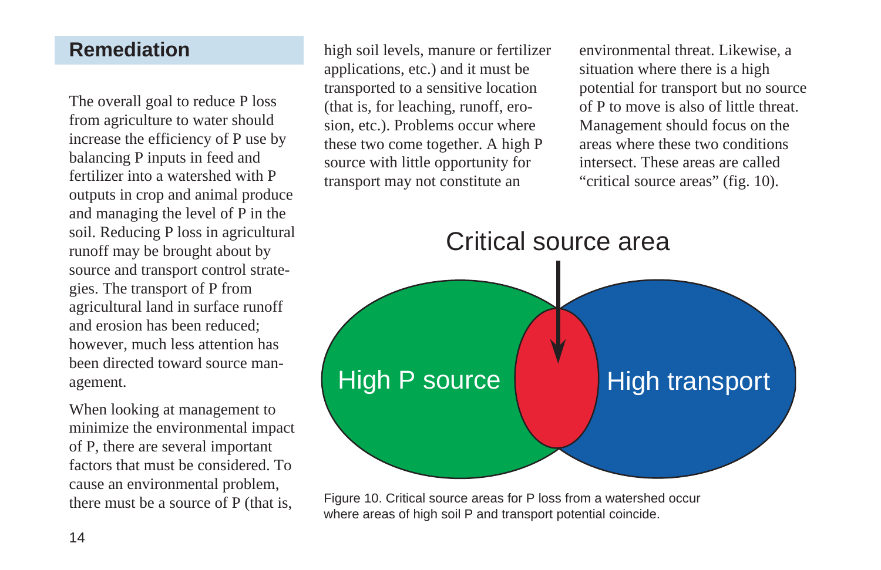## Remediation

The overall goal to reduce P loss from agriculture to water should increase the efficiency of P use by balancing P inputs in feed and fertilizer into a watershed with P outputs in crop and animal produce and managing the level of P in the soil. Reducing P loss in agricultural runoff may be brought about by source and transport control strategies. The transport of P from agricultural land in surface runoff and erosion has been reduced; however, much less attention has been directed toward source management.

When looking at management to minimize the environmental impact of P, there are several important factors that must be considered. To cause an environmental problem, there must be a source of P (that is, high soil levels, manure or fertilizer applications, etc.) and it must be transported to a sensitive location (that is, for leaching, runoff, erosion, etc.). Problems occur where these two come together. A high P source with little opportunity for transport may not constitute an environmental threat. Likewise, a situation where there is a high potential for transport but no source of P to move is also of little threat. Management should focus on the areas where these two conditions intersect. These areas are called "critical source areas" (fig. 10).

Figure 10. Critical source areas for P loss from a watershed occur where areas of high soil P and transport potential coincide.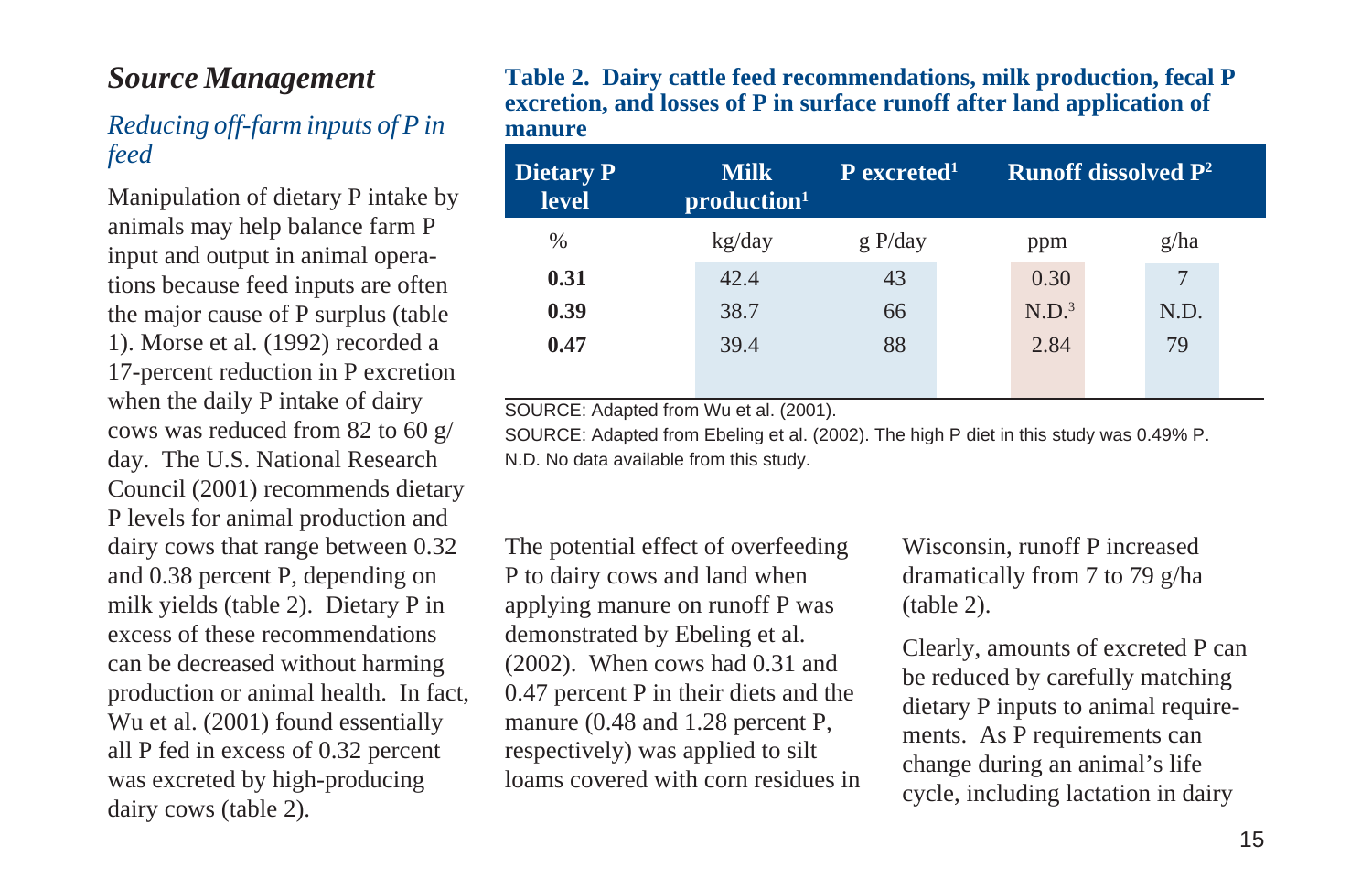## *Source Management*

### *Reducing off-farm inputs of P in feed*

Manipulation of dietary P intake by animals may help balance farm P input and output in animal operations because feed inputs are often the major cause of P surplus (table 1). Morse et al. (1992) recorded a 17-percent reduction in P excretion when the daily P intake of dairy cows was reduced from 82 to 60 g/day. The U.S. National Research Council (2001) recommends dietary P levels for animal production and dairy cows that range between 0.32 and 0.38 percent P, depending on milk yields (table 2). Dietary P in excess of these recommendations can be decreased without harming production or animal health. In fact, Wu et al. (2001) found essentially all P fed in excess of 0.32 percent was excreted by high-producing dairy cows (table 2).

**Table 2. Dairy cattle feed recommendations, milk production, fecal P excretion, and losses of P in surface runoff after land application of manure**

| Dietary P level | Milk production[1] | P excreted[1] | Runoff dissolved P[2] | |
|---|---|---|---|---|
| % | kg/day | g P/day | ppm | g/ha |
| **0.31** | 42.4 | 43 | 0.30 | 7 |
| **0.39** | 38.7 | 66 | N.D.[3] | N.D. |
| **0.47** | 39.4 | 88 | 2.84 | 79 |

SOURCE: Adapted from Wu et al. (2001).

SOURCE: Adapted from Ebeling et al. (2002). The high P diet in this study was 0.49% P.

N.D. No data available from this study.

The potential effect of overfeeding P to dairy cows and land when applying manure on runoff P was demonstrated by Ebeling et al. (2002). When cows had 0.31 and 0.47 percent P in their diets and the manure (0.48 and 1.28 percent P, respectively) was applied to silt loams covered with corn residues in Wisconsin, runoff P increased dramatically from 7 to 79 g/ha (table 2).

Clearly, amounts of excreted P can be reduced by carefully matching dietary P inputs to animal requirements. As P requirements can change during an animal's life cycle, including lactation in dairy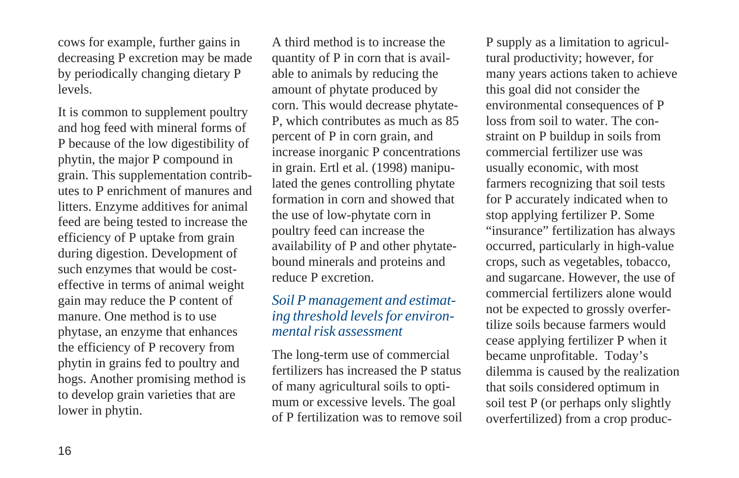cows for example, further gains in decreasing P excretion may be made by periodically changing dietary P levels.

It is common to supplement poultry and hog feed with mineral forms of P because of the low digestibility of phytin, the major P compound in grain. This supplementation contributes to P enrichment of manures and litters. Enzyme additives for animal feed are being tested to increase the efficiency of P uptake from grain during digestion. Development of such enzymes that would be cost-effective in terms of animal weight gain may reduce the P content of manure. One method is to use phytase, an enzyme that enhances the efficiency of P recovery from phytin in grains fed to poultry and hogs. Another promising method is to develop grain varieties that are lower in phytin.

A third method is to increase the quantity of P in corn that is available to animals by reducing the amount of phytate produced by corn. This would decrease phytate-P, which contributes as much as 85 percent of P in corn grain, and increase inorganic P concentrations in grain. Ertl et al. (1998) manipulated the genes controlling phytate formation in corn and showed that the use of low-phytate corn in poultry feed can increase the availability of P and other phytate-bound minerals and proteins and reduce P excretion.

### *Soil P management and estimating threshold levels for environmental risk assessment*

The long-term use of commercial fertilizers has increased the P status of many agricultural soils to optimum or excessive levels. The goal of P fertilization was to remove soil P supply as a limitation to agricultural productivity; however, for many years actions taken to achieve this goal did not consider the environmental consequences of P loss from soil to water. The constraint on P buildup in soils from commercial fertilizer use was usually economic, with most farmers recognizing that soil tests for P accurately indicated when to stop applying fertilizer P. Some "insurance" fertilization has always occurred, particularly in high-value crops, such as vegetables, tobacco, and sugarcane. However, the use of commercial fertilizers alone would not be expected to grossly overfertilize soils because farmers would cease applying fertilizer P when it became unprofitable. Today's dilemma is caused by the realization that soils considered optimum in soil test P (or perhaps only slightly overfertilized) from a crop produc-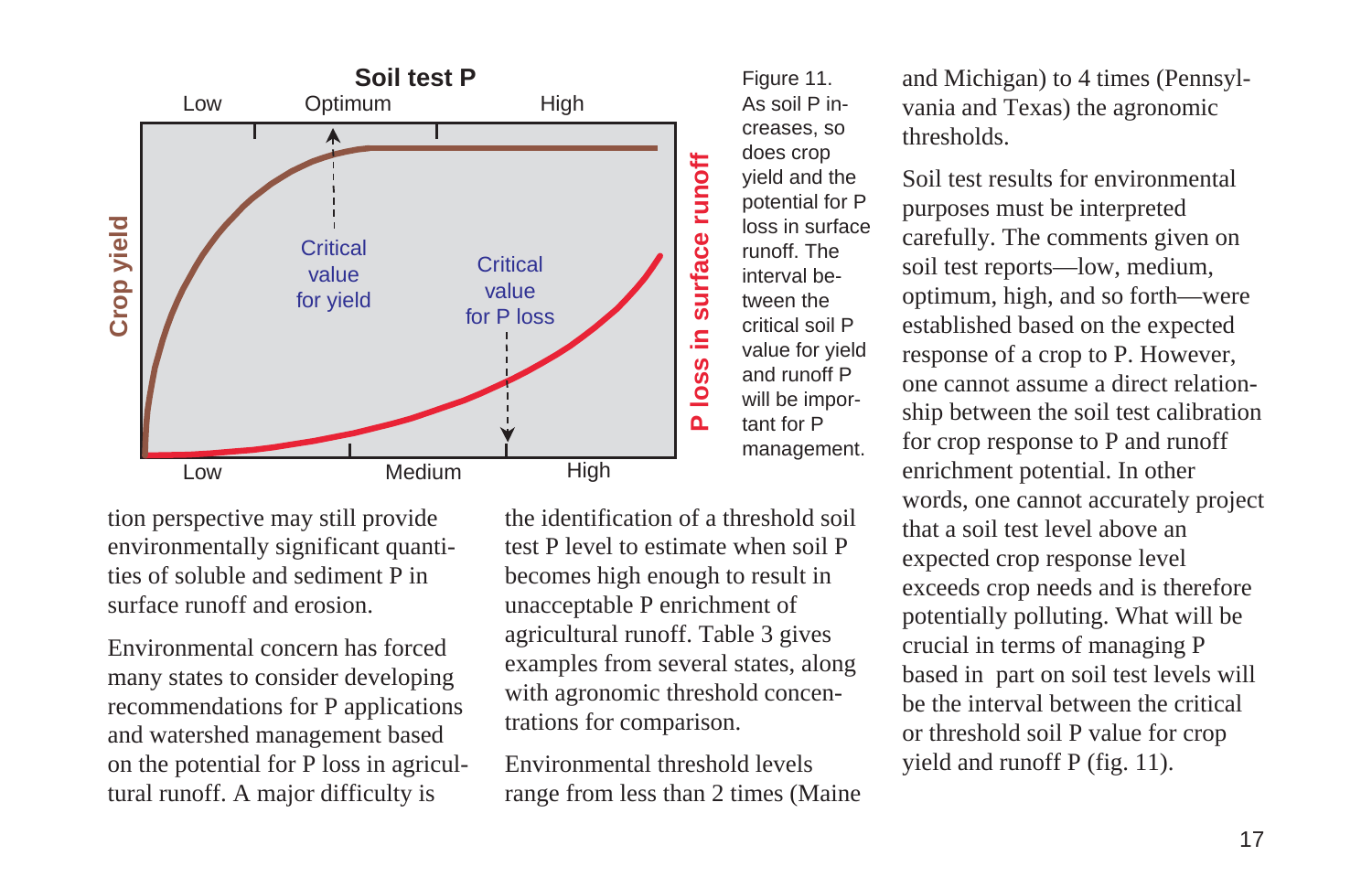Figure 11. As soil P increases, so does crop yield and the potential for P loss in surface runoff. The interval between the critical soil P value for yield and runoff P will be important for P management.

tion perspective may still provide environmentally significant quantities of soluble and sediment P in surface runoff and erosion.

Environmental concern has forced many states to consider developing recommendations for P applications and watershed management based on the potential for P loss in agricultural runoff. A major difficulty is the identification of a threshold soil test P level to estimate when soil P becomes high enough to result in unacceptable P enrichment of agricultural runoff. Table 3 gives examples from several states, along with agronomic threshold concentrations for comparison.

Environmental threshold levels range from less than 2 times (Maine and Michigan) to 4 times (Pennsylvania and Texas) the agronomic thresholds.

Soil test results for environmental purposes must be interpreted carefully. The comments given on soil test reports—low, medium, optimum, high, and so forth—were established based on the expected response of a crop to P. However, one cannot assume a direct relationship between the soil test calibration for crop response to P and runoff enrichment potential. In other words, one cannot accurately project that a soil test level above an expected crop response level exceeds crop needs and is therefore potentially polluting. What will be crucial in terms of managing P based in part on soil test levels will be the interval between the critical or threshold soil P value for crop yield and runoff P (fig. 11).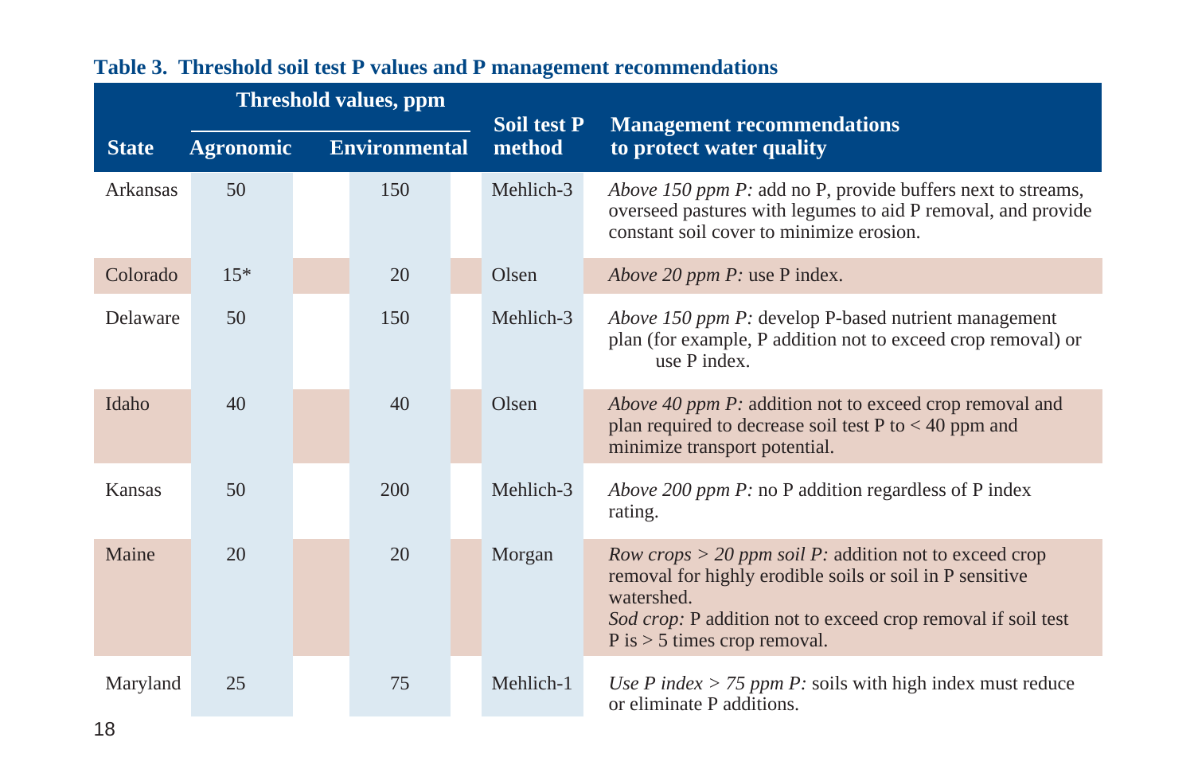**Table 3. Threshold soil test P values and P management recommendations**

| State | Threshold values, ppm | | Soil test P method | Management recommendations to protect water quality |
|---|---|---|---|---|
| | Agronomic | Environmental | | |
| Arkansas | 50 | 150 | Mehlich-3 | *Above 150 ppm P:* add no P, provide buffers next to streams, overseed pastures with legumes to aid P removal, and provide constant soil cover to minimize erosion. |
| Colorado | 15* | 20 | Olsen | *Above 20 ppm P:* use P index. |
| Delaware | 50 | 150 | Mehlich-3 | *Above 150 ppm P:* develop P-based nutrient management plan (for example, P addition not to exceed crop removal) or use P index. |
| Idaho | 40 | 40 | Olsen | *Above 40 ppm P:* addition not to exceed crop removal and plan required to decrease soil test P to < 40 ppm and minimize transport potential. |
| Kansas | 50 | 200 | Mehlich-3 | *Above 200 ppm P:* no P addition regardless of P index rating. |
| Maine | 20 | 20 | Morgan | *Row crops > 20 ppm soil P:* addition not to exceed crop removal for highly erodible soils or soil in P sensitive watershed. *Sod crop:* P addition not to exceed crop removal if soil test P is > 5 times crop removal. |
| Maryland | 25 | 75 | Mehlich-1 | *Use P index > 75 ppm P:* soils with high index must reduce or eliminate P additions. |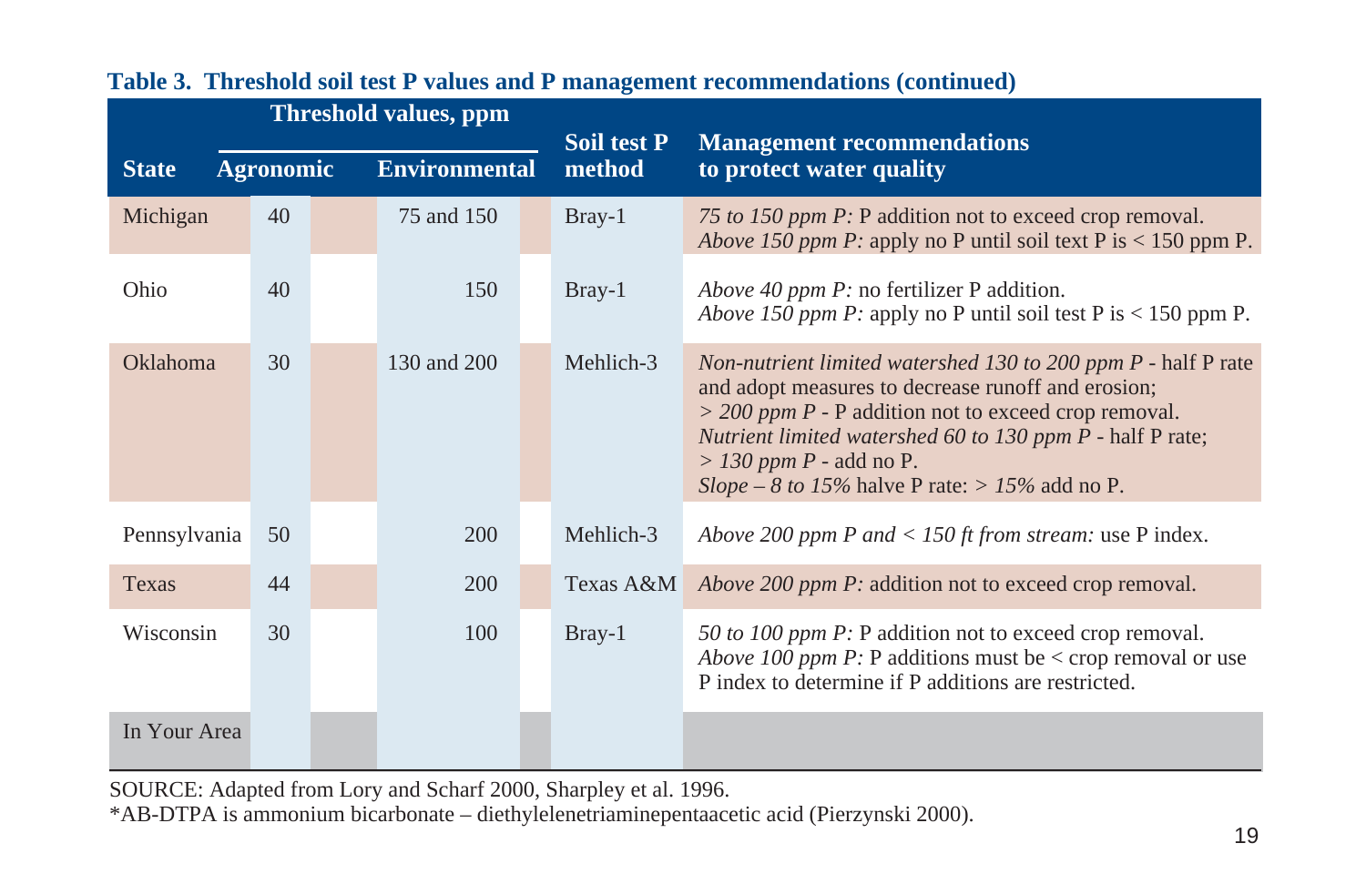**Table 3. Threshold soil test P values and P management recommendations (continued)**

| State | Threshold values, ppm | | Soil test P method | Management recommendations to protect water quality |
|---|---|---|---|---|
| | Agronomic | Environmental | | |
| Michigan | 40 | 75 and 150 | Bray-1 | *75 to 150 ppm P:* P addition not to exceed crop removal.<br>*Above 150 ppm P:* apply no P until soil text P is < 150 ppm P. |
| Ohio | 40 | 150 | Bray-1 | *Above 40 ppm P:* no fertilizer P addition.<br>*Above 150 ppm P:* apply no P until soil test P is < 150 ppm P. |
| Oklahoma | 30 | 130 and 200 | Mehlich-3 | *Non-nutrient limited watershed 130 to 200 ppm P* - half P rate and adopt measures to decrease runoff and erosion;<br>*> 200 ppm P* - P addition not to exceed crop removal.<br>*Nutrient limited watershed 60 to 130 ppm P* - half P rate;<br>*> 130 ppm P* - add no P.<br>*Slope – 8 to 15%* halve P rate: *> 15%* add no P. |
| Pennsylvania | 50 | 200 | Mehlich-3 | *Above 200 ppm P and < 150 ft from stream:* use P index. |
| Texas | 44 | 200 | Texas A&M | *Above 200 ppm P:* addition not to exceed crop removal. |
| Wisconsin | 30 | 100 | Bray-1 | *50 to 100 ppm P:* P addition not to exceed crop removal.<br>*Above 100 ppm P:* P additions must be < crop removal or use P index to determine if P additions are restricted. |
| In Your Area | | | | |

SOURCE: Adapted from Lory and Scharf 2000, Sharpley et al. 1996.
*AB-DTPA is ammonium bicarbonate – diethylelenetriaminepentaacetic acid (Pierzynski 2000).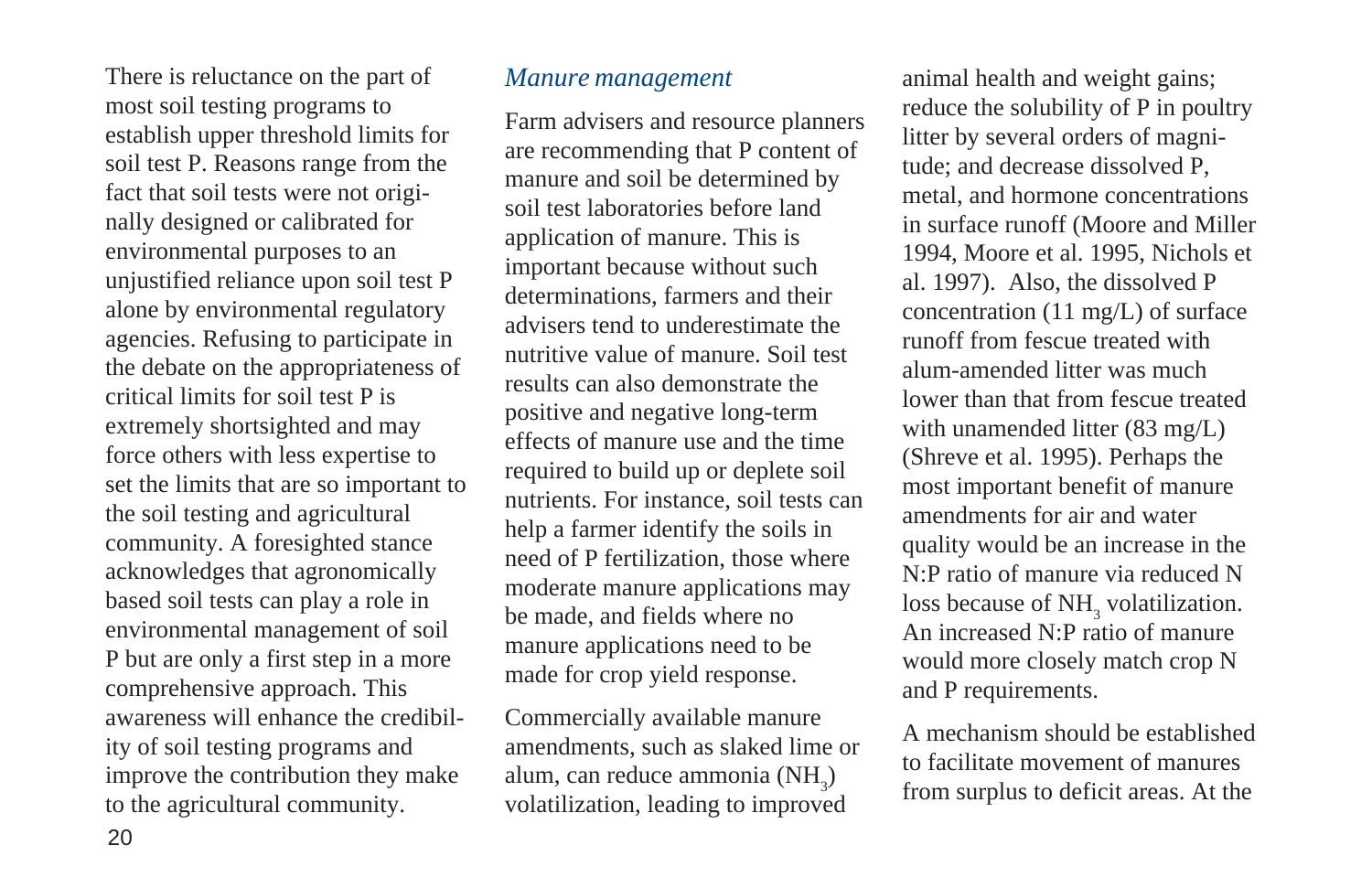There is reluctance on the part of most soil testing programs to establish upper threshold limits for soil test P. Reasons range from the fact that soil tests were not originally designed or calibrated for environmental purposes to an unjustified reliance upon soil test P alone by environmental regulatory agencies. Refusing to participate in the debate on the appropriateness of critical limits for soil test P is extremely shortsighted and may force others with less expertise to set the limits that are so important to the soil testing and agricultural community. A foresighted stance acknowledges that agronomically based soil tests can play a role in environmental management of soil P but are only a first step in a more comprehensive approach. This awareness will enhance the credibility of soil testing programs and improve the contribution they make to the agricultural community.

### *Manure management*

Farm advisers and resource planners are recommending that P content of manure and soil be determined by soil test laboratories before land application of manure. This is important because without such determinations, farmers and their advisers tend to underestimate the nutritive value of manure. Soil test results can also demonstrate the positive and negative long-term effects of manure use and the time required to build up or deplete soil nutrients. For instance, soil tests can help a farmer identify the soils in need of P fertilization, those where moderate manure applications may be made, and fields where no manure applications need to be made for crop yield response.

Commercially available manure amendments, such as slaked lime or alum, can reduce ammonia ($NH_3$) volatilization, leading to improved animal health and weight gains; reduce the solubility of P in poultry litter by several orders of magnitude; and decrease dissolved P, metal, and hormone concentrations in surface runoff (Moore and Miller 1994, Moore et al. 1995, Nichols et al. 1997). Also, the dissolved P concentration (11 mg/L) of surface runoff from fescue treated with alum-amended litter was much lower than that from fescue treated with unamended litter (83 mg/L) (Shreve et al. 1995). Perhaps the most important benefit of manure amendments for air and water quality would be an increase in the N:P ratio of manure via reduced N loss because of $NH_3$ volatilization. An increased N:P ratio of manure would more closely match crop N and P requirements.

A mechanism should be established to facilitate movement of manures from surplus to deficit areas. At the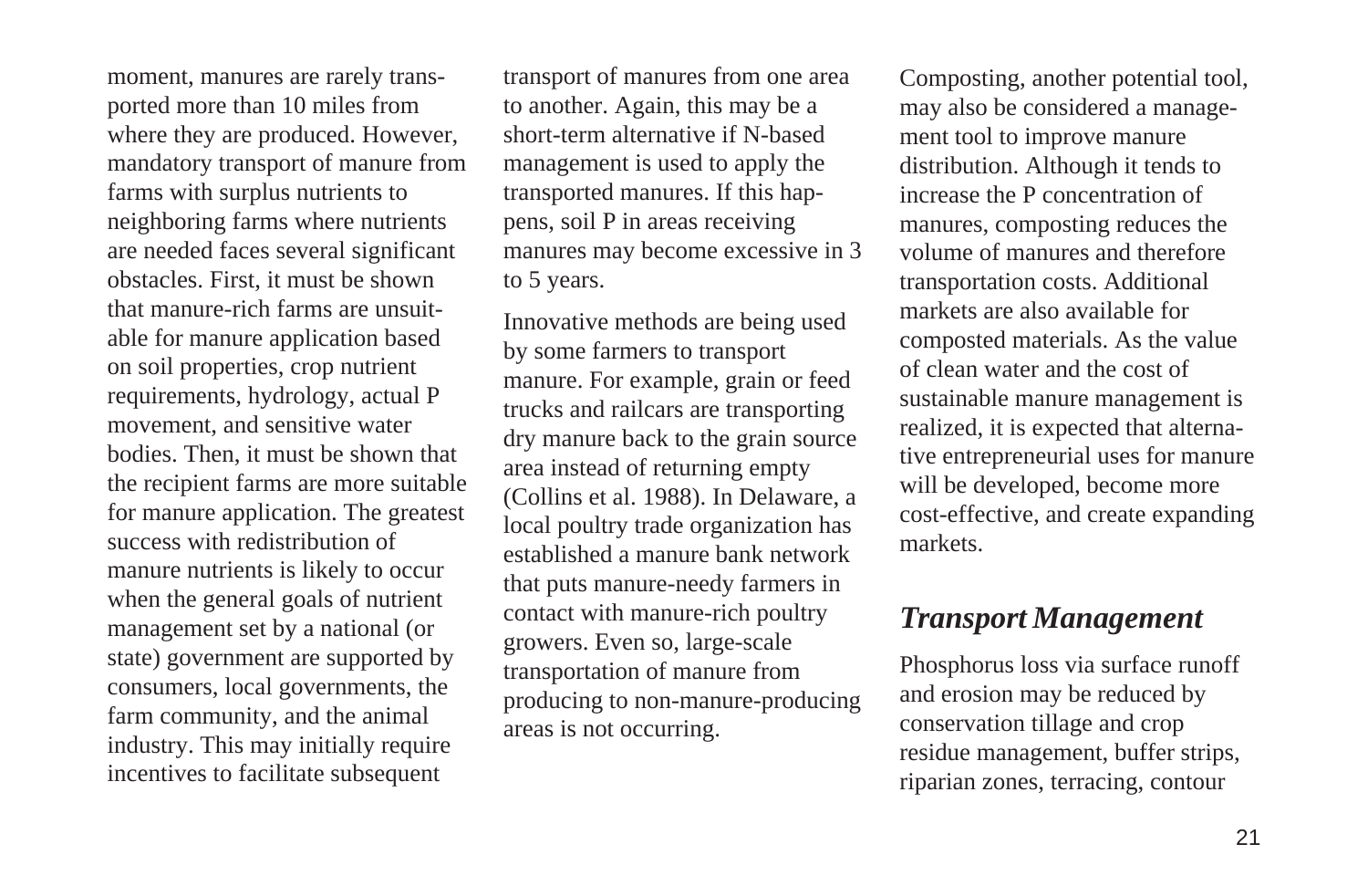moment, manures are rarely transported more than 10 miles from where they are produced. However, mandatory transport of manure from farms with surplus nutrients to neighboring farms where nutrients are needed faces several significant obstacles. First, it must be shown that manure-rich farms are unsuitable for manure application based on soil properties, crop nutrient requirements, hydrology, actual P movement, and sensitive water bodies. Then, it must be shown that the recipient farms are more suitable for manure application. The greatest success with redistribution of manure nutrients is likely to occur when the general goals of nutrient management set by a national (or state) government are supported by consumers, local governments, the farm community, and the animal industry. This may initially require incentives to facilitate subsequent transport of manures from one area to another. Again, this may be a short-term alternative if N-based management is used to apply the transported manures. If this happens, soil P in areas receiving manures may become excessive in 3 to 5 years.

Innovative methods are being used by some farmers to transport manure. For example, grain or feed trucks and railcars are transporting dry manure back to the grain source area instead of returning empty (Collins et al. 1988). In Delaware, a local poultry trade organization has established a manure bank network that puts manure-needy farmers in contact with manure-rich poultry growers. Even so, large-scale transportation of manure from producing to non-manure-producing areas is not occurring.

Composting, another potential tool, may also be considered a management tool to improve manure distribution. Although it tends to increase the P concentration of manures, composting reduces the volume of manures and therefore transportation costs. Additional markets are also available for composted materials. As the value of clean water and the cost of sustainable manure management is realized, it is expected that alternative entrepreneurial uses for manure will be developed, become more cost-effective, and create expanding markets.

## *Transport Management*

Phosphorus loss via surface runoff and erosion may be reduced by conservation tillage and crop residue management, buffer strips, riparian zones, terracing, contour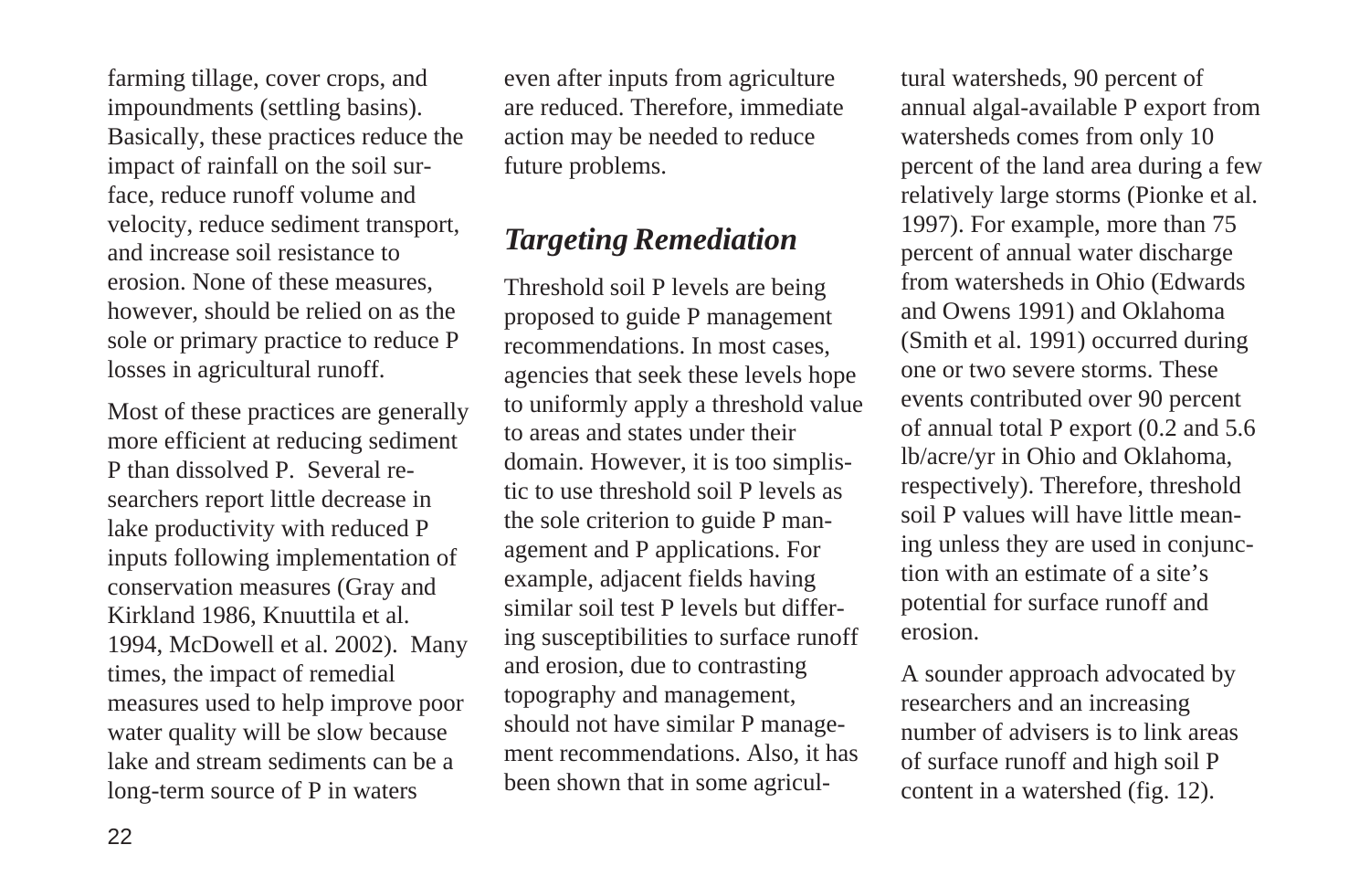farming tillage, cover crops, and impoundments (settling basins). Basically, these practices reduce the impact of rainfall on the soil surface, reduce runoff volume and velocity, reduce sediment transport, and increase soil resistance to erosion. None of these measures, however, should be relied on as the sole or primary practice to reduce P losses in agricultural runoff.

Most of these practices are generally more efficient at reducing sediment P than dissolved P. Several researchers report little decrease in lake productivity with reduced P inputs following implementation of conservation measures (Gray and Kirkland 1986, Knuuttila et al. 1994, McDowell et al. 2002). Many times, the impact of remedial measures used to help improve poor water quality will be slow because lake and stream sediments can be a long-term source of P in waters even after inputs from agriculture are reduced. Therefore, immediate action may be needed to reduce future problems.

## *Targeting Remediation*

Threshold soil P levels are being proposed to guide P management recommendations. In most cases, agencies that seek these levels hope to uniformly apply a threshold value to areas and states under their domain. However, it is too simplistic to use threshold soil P levels as the sole criterion to guide P management and P applications. For example, adjacent fields having similar soil test P levels but differing susceptibilities to surface runoff and erosion, due to contrasting topography and management, should not have similar P management recommendations. Also, it has been shown that in some agricultural watersheds, 90 percent of annual algal-available P export from watersheds comes from only 10 percent of the land area during a few relatively large storms (Pionke et al. 1997). For example, more than 75 percent of annual water discharge from watersheds in Ohio (Edwards and Owens 1991) and Oklahoma (Smith et al. 1991) occurred during one or two severe storms. These events contributed over 90 percent of annual total P export (0.2 and 5.6 lb/acre/yr in Ohio and Oklahoma, respectively). Therefore, threshold soil P values will have little meaning unless they are used in conjunction with an estimate of a site's potential for surface runoff and erosion.

A sounder approach advocated by researchers and an increasing number of advisers is to link areas of surface runoff and high soil P content in a watershed (fig. 12).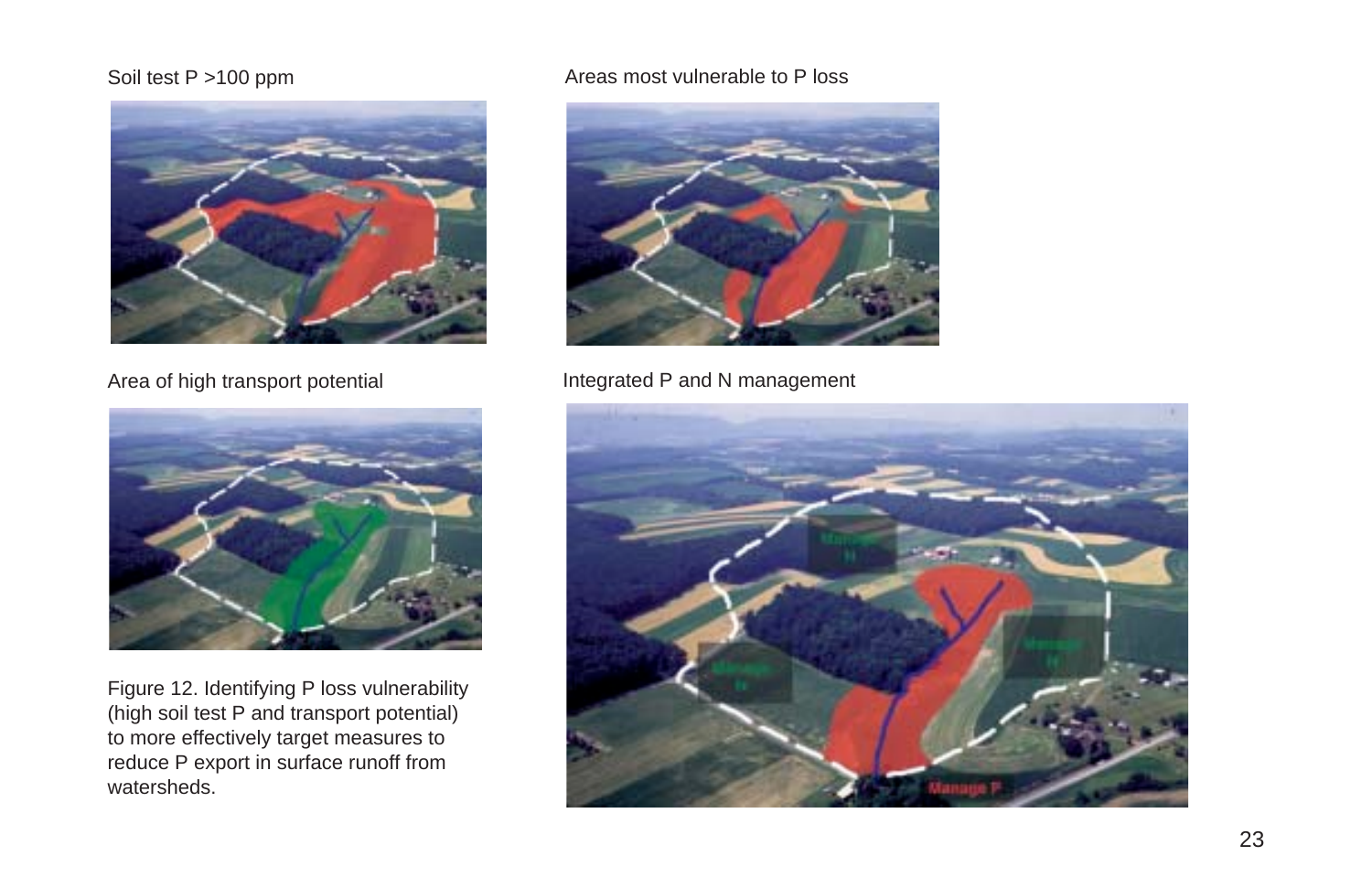Soil test P >100 ppm

Areas most vulnerable to P loss

Area of high transport potential

Integrated P and N management

Figure 12. Identifying P loss vulnerability (high soil test P and transport potential) to more effectively target measures to reduce P export in surface runoff from watersheds.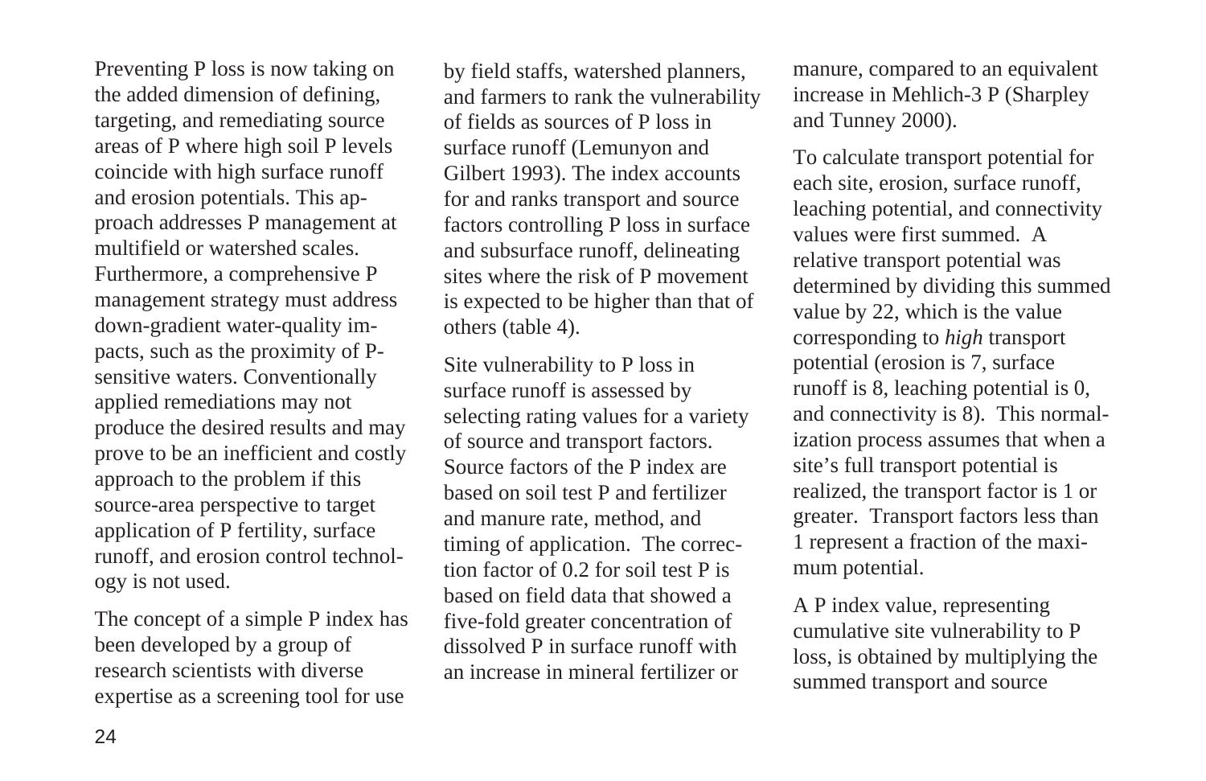Preventing P loss is now taking on the added dimension of defining, targeting, and remediating source areas of P where high soil P levels coincide with high surface runoff and erosion potentials. This approach addresses P management at multifield or watershed scales. Furthermore, a comprehensive P management strategy must address down-gradient water-quality impacts, such as the proximity of P-sensitive waters. Conventionally applied remediations may not produce the desired results and may prove to be an inefficient and costly approach to the problem if this source-area perspective to target application of P fertility, surface runoff, and erosion control technology is not used.

The concept of a simple P index has been developed by a group of research scientists with diverse expertise as a screening tool for use by field staffs, watershed planners, and farmers to rank the vulnerability of fields as sources of P loss in surface runoff (Lemunyon and Gilbert 1993). The index accounts for and ranks transport and source factors controlling P loss in surface and subsurface runoff, delineating sites where the risk of P movement is expected to be higher than that of others (table 4).

Site vulnerability to P loss in surface runoff is assessed by selecting rating values for a variety of source and transport factors. Source factors of the P index are based on soil test P and fertilizer and manure rate, method, and timing of application. The correction factor of 0.2 for soil test P is based on field data that showed a five-fold greater concentration of dissolved P in surface runoff with an increase in mineral fertilizer or manure, compared to an equivalent increase in Mehlich-3 P (Sharpley and Tunney 2000).

To calculate transport potential for each site, erosion, surface runoff, leaching potential, and connectivity values were first summed. A relative transport potential was determined by dividing this summed value by 22, which is the value corresponding to *high* transport potential (erosion is 7, surface runoff is 8, leaching potential is 0, and connectivity is 8). This normalization process assumes that when a site's full transport potential is realized, the transport factor is 1 or greater. Transport factors less than 1 represent a fraction of the maximum potential.

A P index value, representing cumulative site vulnerability to P loss, is obtained by multiplying the summed transport and source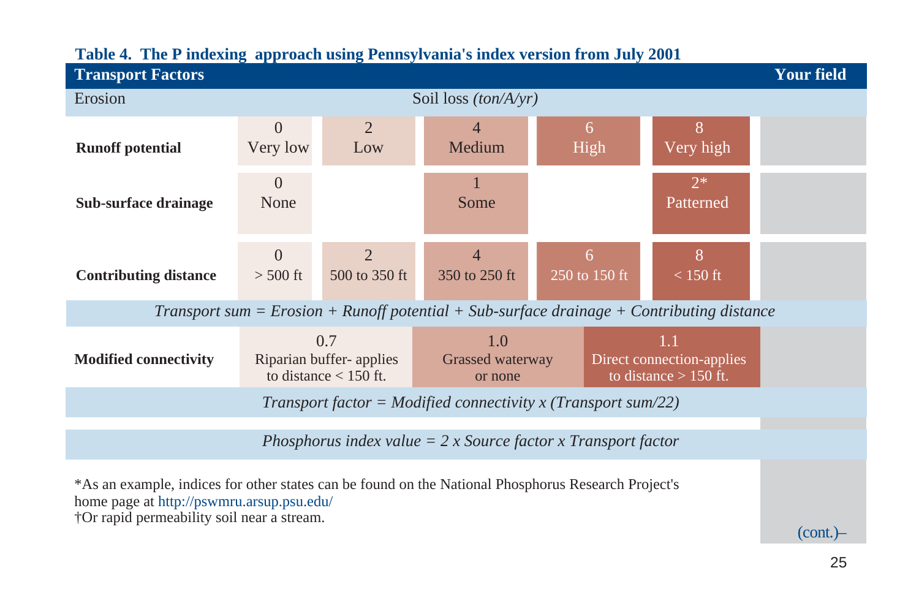**Table 4. The P indexing approach using Pennsylvania's index version from July 2001**

| Transport Factors | | | | | | Your field |
|---|---|---|---|---|---|---|
| Erosion | Soil loss *(ton/A/yr)* | | | | | |
| **Runoff potential** | 0<br>Very low | 2<br>Low | 4<br>Medium | 6<br>High | 8<br>Very high | |
| **Sub-surface drainage** | 0<br>None | | 1<br>Some | | 2*<br>Patterned | |
| **Contributing distance** | 0<br>> 500 ft | 2<br>500 to 350 ft | 4<br>350 to 250 ft | 6<br>250 to 150 ft | 8<br>< 150 ft | |
| *Transport sum = Erosion + Runoff potential + Sub-surface drainage + Contributing distance* | | | | | | |
| **Modified connectivity** | 0.7<br>Riparian buffer- applies to distance < 150 ft. | | 1.0<br>Grassed waterway or none | | 1.1<br>Direct connection-applies to distance > 150 ft. | |
| *Transport factor = Modified connectivity x (Transport sum/22)* | | | | | | |
| *Phosphorus index value = 2 x Source factor x Transport factor* | | | | | | |

*As an example, indices for other states can be found on the National Phosphorus Research Project's home page at http://pswmru.arsup.psu.edu/

†Or rapid permeability soil near a stream.

(cont.)–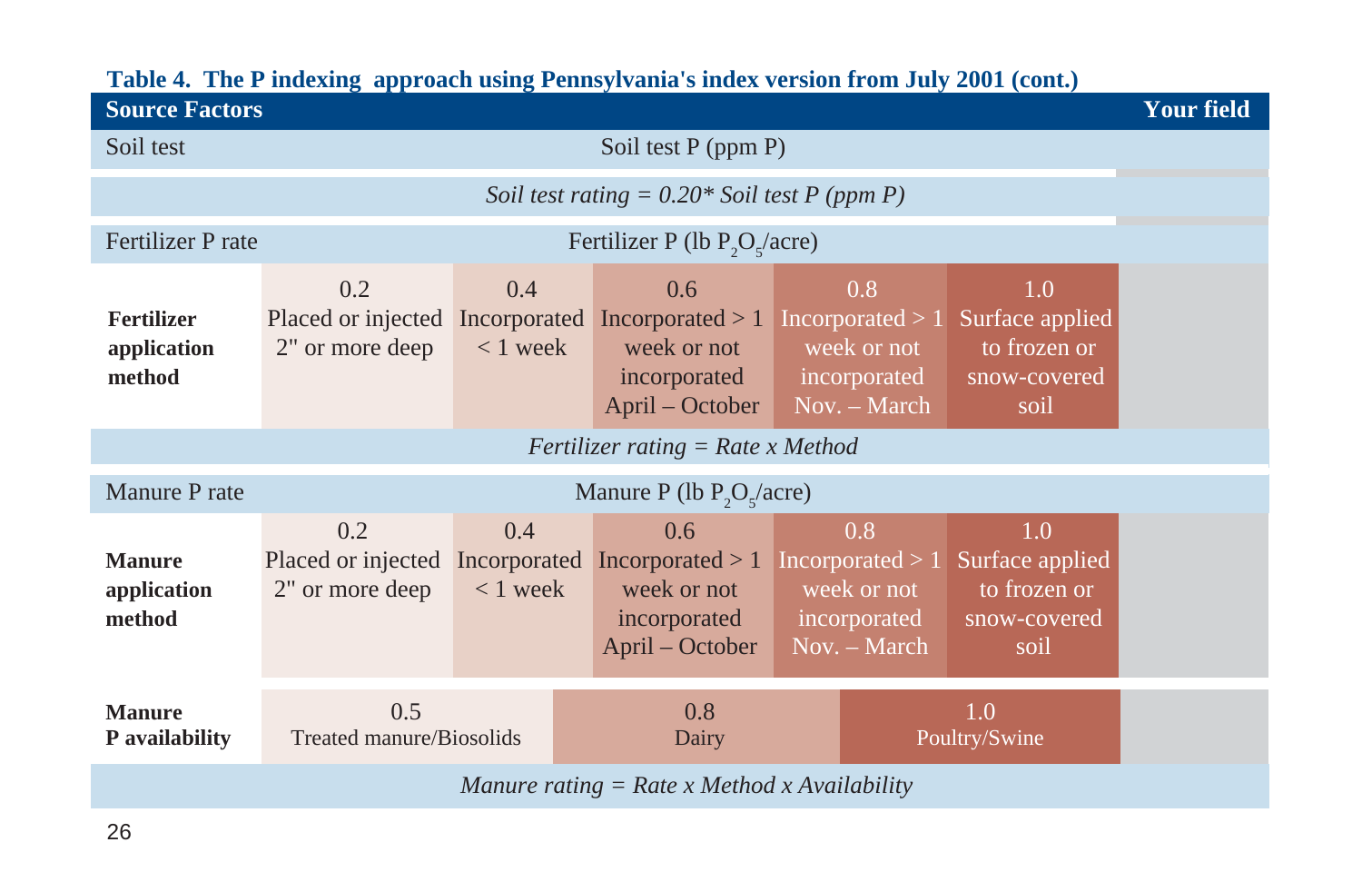**Table 4. The P indexing approach using Pennsylvania's index version from July 2001 (cont.)**

| Source Factors | | | | | | Your field |
|---|---|---|---|---|---|---|
| Soil test | Soil test P (ppm P) | | | | | |
| *Soil test rating = 0.20* Soil test P (ppm P)* | | | | | | |
| Fertilizer P rate | Fertilizer P (lb $P_2O_5$/acre) | | | | | |
| **Fertilizer application method** | 0.2 Placed or injected 2" or more deep | 0.4 Incorporated < 1 week | 0.6 Incorporated > 1 week or not incorporated April – October | 0.8 Incorporated > 1 week or not incorporated Nov. – March | 1.0 Surface applied to frozen or snow-covered soil | |
| *Fertilizer rating = Rate x Method* | | | | | | |
| Manure P rate | Manure P (lb $P_2O_5$/acre) | | | | | |
| **Manure application method** | 0.2 Placed or injected 2" or more deep | 0.4 Incorporated < 1 week | 0.6 Incorporated > 1 week or not incorporated April – October | 0.8 Incorporated > 1 week or not incorporated Nov. – March | 1.0 Surface applied to frozen or snow-covered soil | |
| **Manure P availability** | 0.5 Treated manure/Biosolids | | 0.8 Dairy | | 1.0 Poultry/Swine | |
| *Manure rating = Rate x Method x Availability* | | | | | | |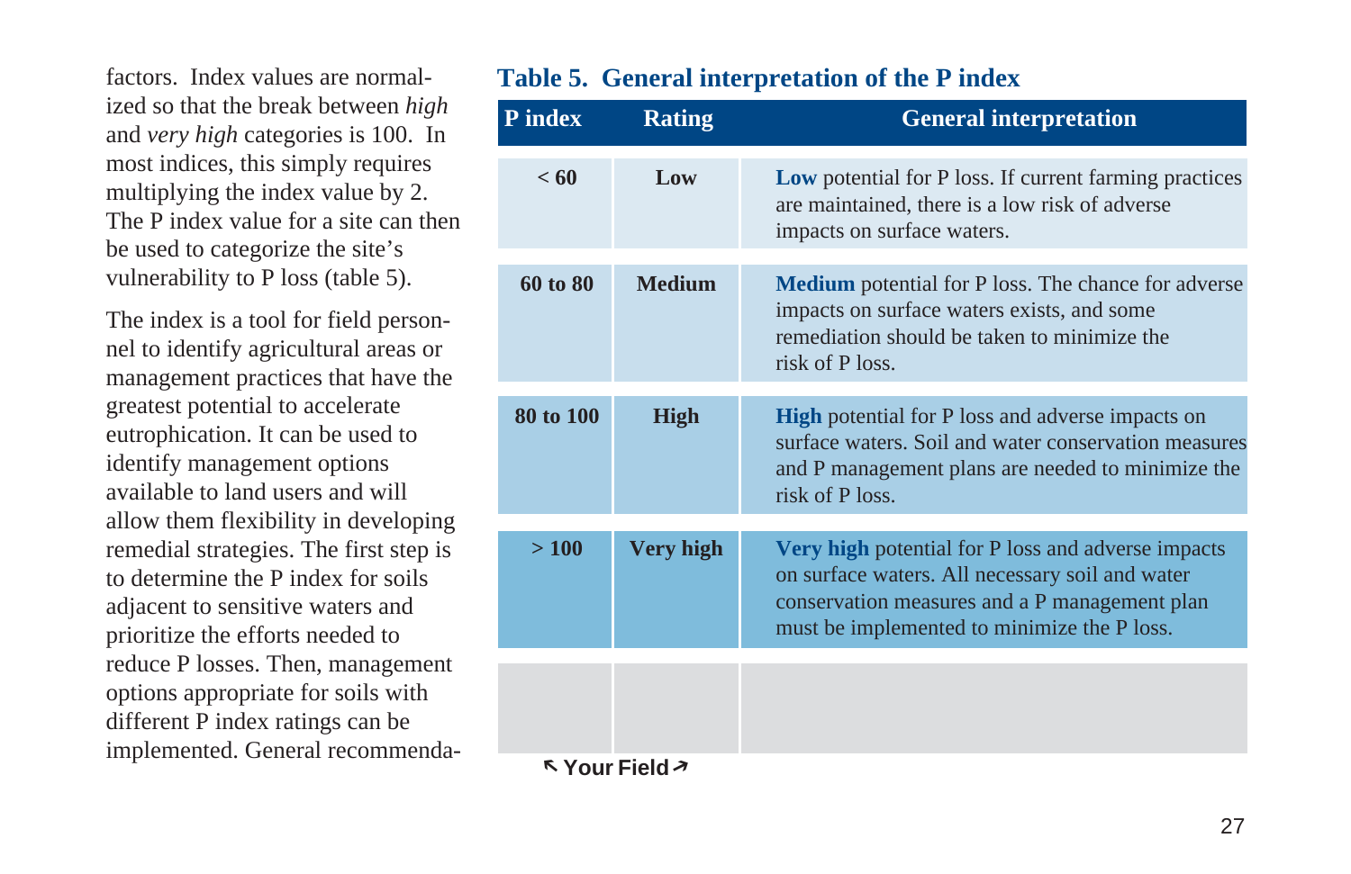factors. Index values are normalized so that the break between *high* and *very high* categories is 100. In most indices, this simply requires multiplying the index value by 2. The P index value for a site can then be used to categorize the site's vulnerability to P loss (table 5).

The index is a tool for field personnel to identify agricultural areas or management practices that have the greatest potential to accelerate eutrophication. It can be used to identify management options available to land users and will allow them flexibility in developing remedial strategies. The first step is to determine the P index for soils adjacent to sensitive waters and prioritize the efforts needed to reduce P losses. Then, management options appropriate for soils with different P index ratings can be implemented. General recommenda-

**Table 5. General interpretation of the P index**

| P index | Rating | General interpretation |
|---|---|---|
| < 60 | Low | **Low** potential for P loss. If current farming practices are maintained, there is a low risk of adverse impacts on surface waters. |
| 60 to 80 | Medium | **Medium** potential for P loss. The chance for adverse impacts on surface waters exists, and some remediation should be taken to minimize the risk of P loss. |
| 80 to 100 | High | **High** potential for P loss and adverse impacts on surface waters. Soil and water conservation measures and P management plans are needed to minimize the risk of P loss. |
| > 100 | Very high | **Very high** potential for P loss and adverse impacts on surface waters. All necessary soil and water conservation measures and a P management plan must be implemented to minimize the P loss. |
| | | |

↖ **Your Field** ↗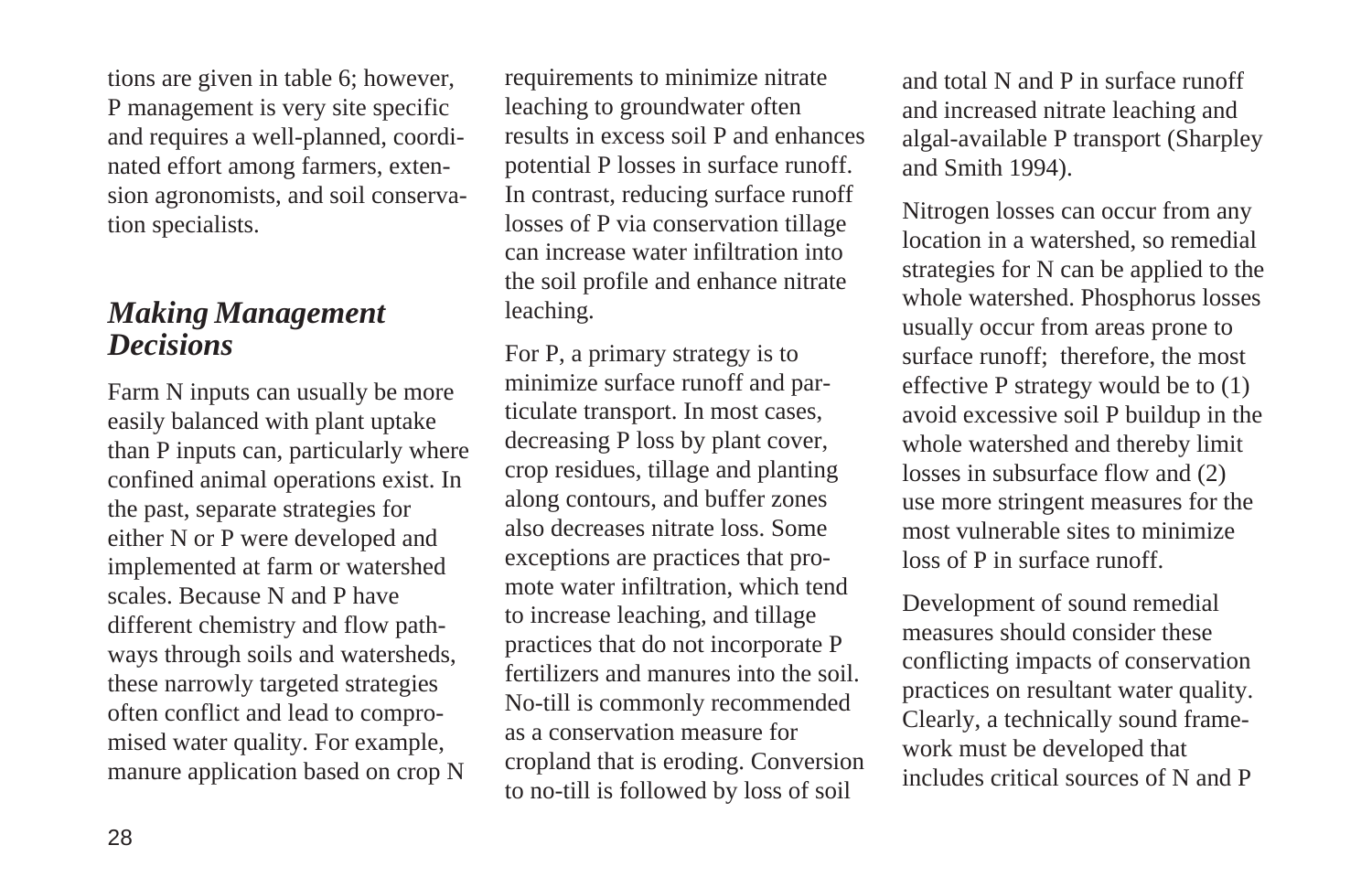tions are given in table 6; however, P management is very site specific and requires a well-planned, coordinated effort among farmers, extension agronomists, and soil conservation specialists.

## *Making Management Decisions*

Farm N inputs can usually be more easily balanced with plant uptake than P inputs can, particularly where confined animal operations exist. In the past, separate strategies for either N or P were developed and implemented at farm or watershed scales. Because N and P have different chemistry and flow pathways through soils and watersheds, these narrowly targeted strategies often conflict and lead to compromised water quality. For example, manure application based on crop N requirements to minimize nitrate leaching to groundwater often results in excess soil P and enhances potential P losses in surface runoff. In contrast, reducing surface runoff losses of P via conservation tillage can increase water infiltration into the soil profile and enhance nitrate leaching.

For P, a primary strategy is to minimize surface runoff and particulate transport. In most cases, decreasing P loss by plant cover, crop residues, tillage and planting along contours, and buffer zones also decreases nitrate loss. Some exceptions are practices that promote water infiltration, which tend to increase leaching, and tillage practices that do not incorporate P fertilizers and manures into the soil. No-till is commonly recommended as a conservation measure for cropland that is eroding. Conversion to no-till is followed by loss of soil and total N and P in surface runoff and increased nitrate leaching and algal-available P transport (Sharpley and Smith 1994).

Nitrogen losses can occur from any location in a watershed, so remedial strategies for N can be applied to the whole watershed. Phosphorus losses usually occur from areas prone to surface runoff; therefore, the most effective P strategy would be to (1) avoid excessive soil P buildup in the whole watershed and thereby limit losses in subsurface flow and (2) use more stringent measures for the most vulnerable sites to minimize loss of P in surface runoff.

Development of sound remedial measures should consider these conflicting impacts of conservation practices on resultant water quality. Clearly, a technically sound framework must be developed that includes critical sources of N and P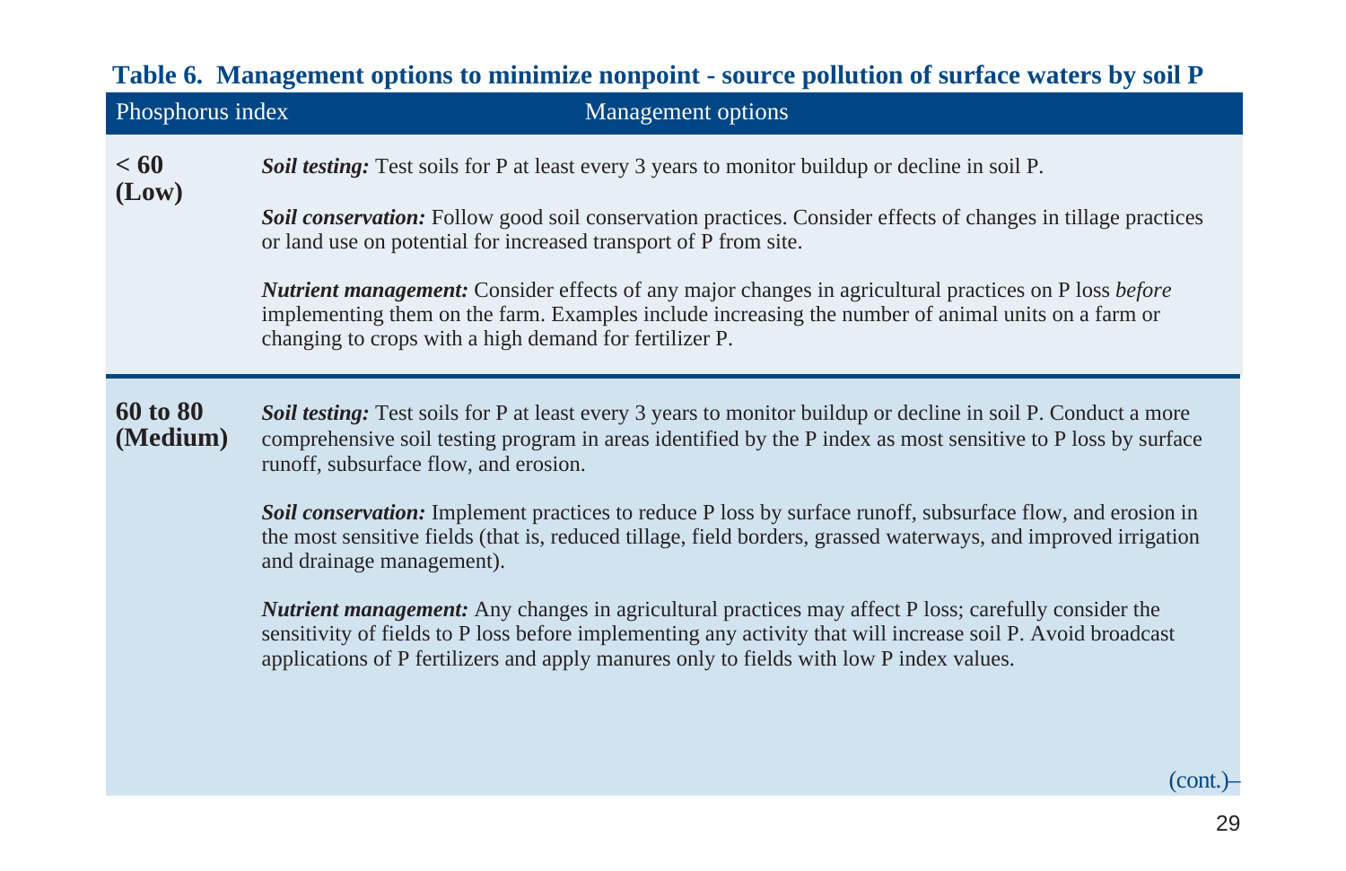**Table 6. Management options to minimize nonpoint - source pollution of surface waters by soil P**

| Phosphorus index | Management options |
| --- | --- |
| **< 60 (Low)** | ***Soil testing:*** Test soils for P at least every 3 years to monitor buildup or decline in soil P.<br><br>***Soil conservation:*** Follow good soil conservation practices. Consider effects of changes in tillage practices or land use on potential for increased transport of P from site.<br><br>***Nutrient management:*** Consider effects of any major changes in agricultural practices on P loss *before* implementing them on the farm. Examples include increasing the number of animal units on a farm or changing to crops with a high demand for fertilizer P. |
| **60 to 80 (Medium)** | ***Soil testing:*** Test soils for P at least every 3 years to monitor buildup or decline in soil P. Conduct a more comprehensive soil testing program in areas identified by the P index as most sensitive to P loss by surface runoff, subsurface flow, and erosion.<br><br>***Soil conservation:*** Implement practices to reduce P loss by surface runoff, subsurface flow, and erosion in the most sensitive fields (that is, reduced tillage, field borders, grassed waterways, and improved irrigation and drainage management).<br><br>***Nutrient management:*** Any changes in agricultural practices may affect P loss; carefully consider the sensitivity of fields to P loss before implementing any activity that will increase soil P. Avoid broadcast applications of P fertilizers and apply manures only to fields with low P index values. |

(cont.)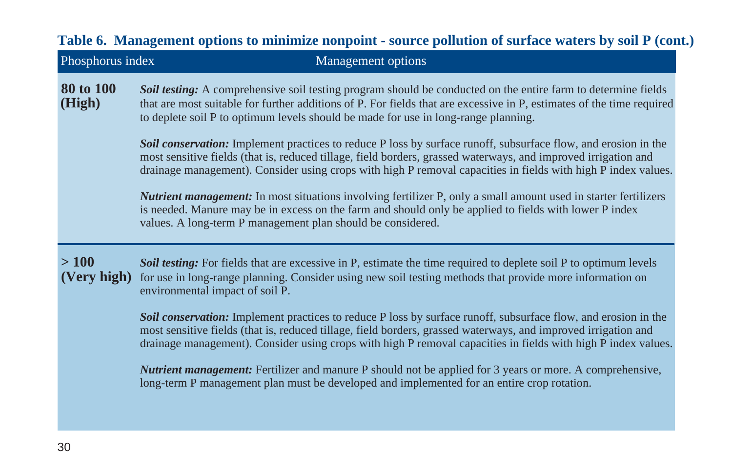**Table 6. Management options to minimize nonpoint - source pollution of surface waters by soil P (cont.)**

| Phosphorus index | Management options |
|---|---|
| **80 to 100 (High)** | ***Soil testing:*** A comprehensive soil testing program should be conducted on the entire farm to determine fields that are most suitable for further additions of P. For fields that are excessive in P, estimates of the time required to deplete soil P to optimum levels should be made for use in long-range planning.<br><br>***Soil conservation:*** Implement practices to reduce P loss by surface runoff, subsurface flow, and erosion in the most sensitive fields (that is, reduced tillage, field borders, grassed waterways, and improved irrigation and drainage management). Consider using crops with high P removal capacities in fields with high P index values.<br><br>***Nutrient management:*** In most situations involving fertilizer P, only a small amount used in starter fertilizers is needed. Manure may be in excess on the farm and should only be applied to fields with lower P index values. A long-term P management plan should be considered. |
| **> 100 (Very high)** | ***Soil testing:*** For fields that are excessive in P, estimate the time required to deplete soil P to optimum levels for use in long-range planning. Consider using new soil testing methods that provide more information on environmental impact of soil P.<br><br>***Soil conservation:*** Implement practices to reduce P loss by surface runoff, subsurface flow, and erosion in the most sensitive fields (that is, reduced tillage, field borders, grassed waterways, and improved irrigation and drainage management). Consider using crops with high P removal capacities in fields with high P index values.<br><br>***Nutrient management:*** Fertilizer and manure P should not be applied for 3 years or more. A comprehensive, long-term P management plan must be developed and implemented for an entire crop rotation. |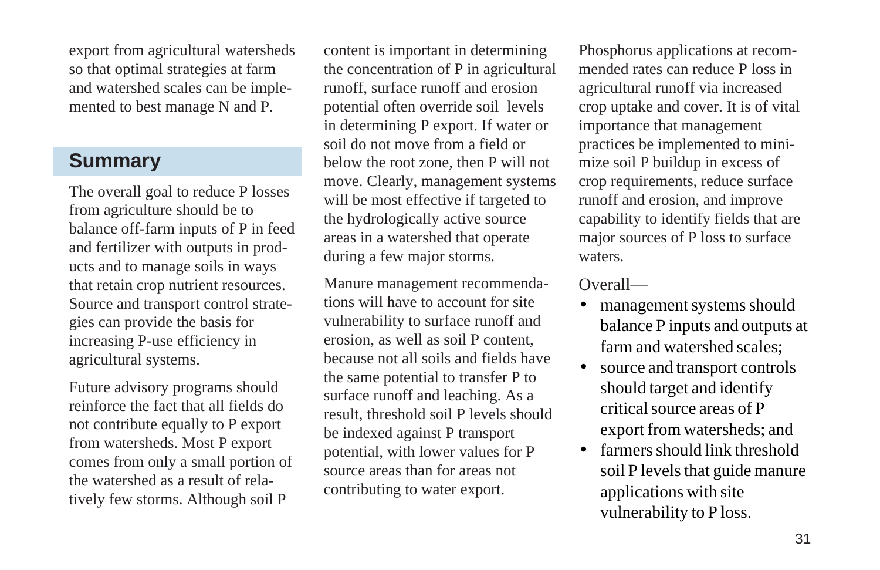export from agricultural watersheds so that optimal strategies at farm and watershed scales can be implemented to best manage N and P.

## Summary

The overall goal to reduce P losses from agriculture should be to balance off-farm inputs of P in feed and fertilizer with outputs in products and to manage soils in ways that retain crop nutrient resources. Source and transport control strategies can provide the basis for increasing P-use efficiency in agricultural systems.

Future advisory programs should reinforce the fact that all fields do not contribute equally to P export from watersheds. Most P export comes from only a small portion of the watershed as a result of relatively few storms. Although soil P content is important in determining the concentration of P in agricultural runoff, surface runoff and erosion potential often override soil levels in determining P export. If water or soil do not move from a field or below the root zone, then P will not move. Clearly, management systems will be most effective if targeted to the hydrologically active source areas in a watershed that operate during a few major storms.

Manure management recommendations will have to account for site vulnerability to surface runoff and erosion, as well as soil P content, because not all soils and fields have the same potential to transfer P to surface runoff and leaching. As a result, threshold soil P levels should be indexed against P transport potential, with lower values for P source areas than for areas not contributing to water export.

Phosphorus applications at recommended rates can reduce P loss in agricultural runoff via increased crop uptake and cover. It is of vital importance that management practices be implemented to minimize soil P buildup in excess of crop requirements, reduce surface runoff and erosion, and improve capability to identify fields that are major sources of P loss to surface waters.

Overall—

- management systems should balance P inputs and outputs at farm and watershed scales;
- source and transport controls should target and identify critical source areas of P export from watersheds; and
- farmers should link threshold soil P levels that guide manure applications with site vulnerability to P loss.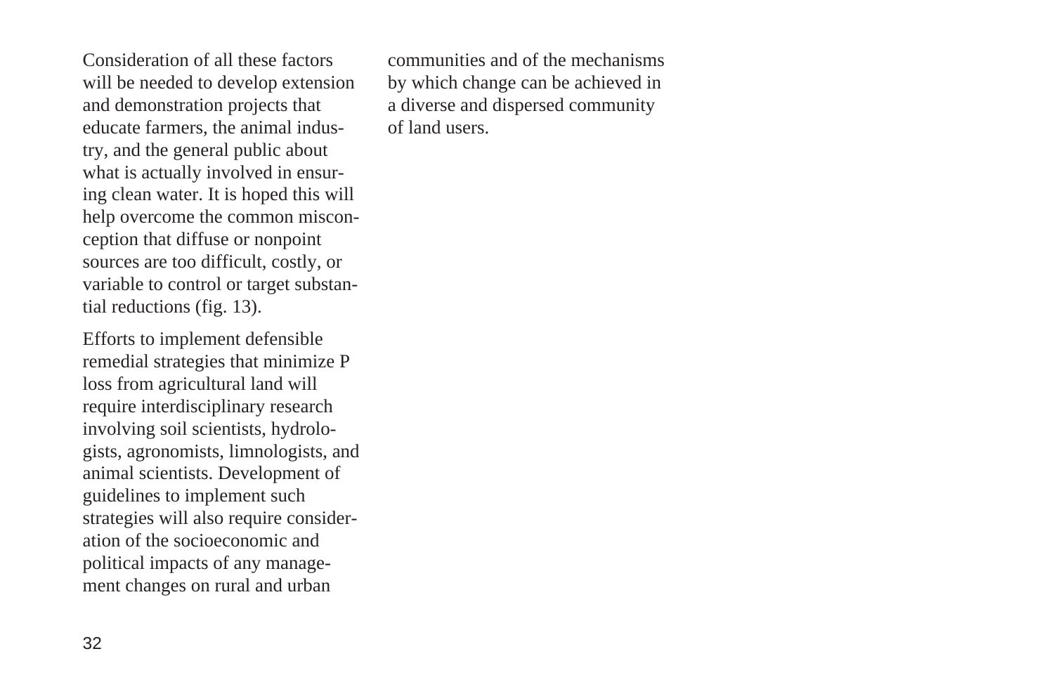Consideration of all these factors will be needed to develop extension and demonstration projects that educate farmers, the animal industry, and the general public about what is actually involved in ensuring clean water. It is hoped this will help overcome the common misconception that diffuse or nonpoint sources are too difficult, costly, or variable to control or target substantial reductions (fig. 13).

Efforts to implement defensible remedial strategies that minimize P loss from agricultural land will require interdisciplinary research involving soil scientists, hydrologists, agronomists, limnologists, and animal scientists. Development of guidelines to implement such strategies will also require consideration of the socioeconomic and political impacts of any management changes on rural and urban communities and of the mechanisms by which change can be achieved in a diverse and dispersed community of land users.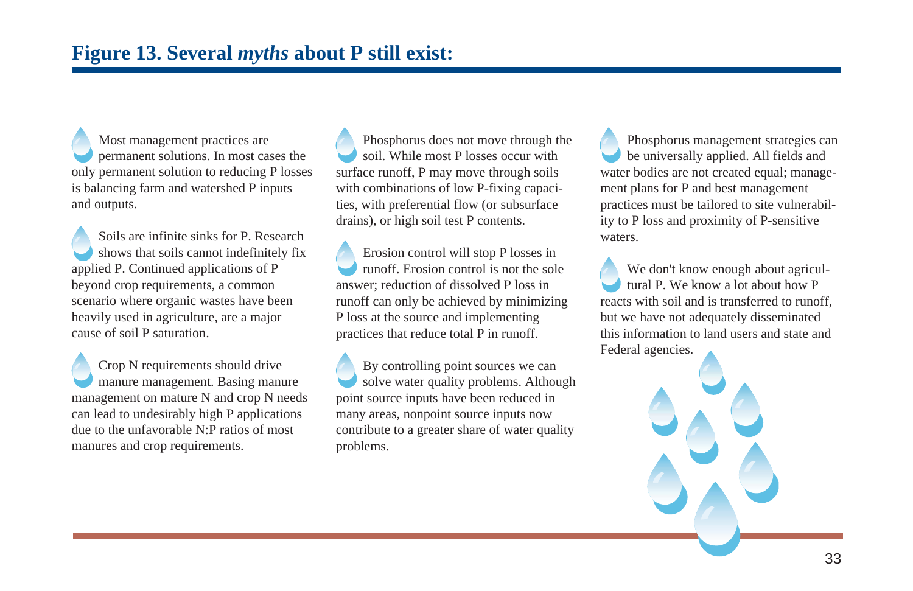## Figure 13. Several *myths* about P still exist:

- Most management practices are permanent solutions. In most cases the only permanent solution to reducing P losses is balancing farm and watershed P inputs and outputs.

- Soils are infinite sinks for P. Research shows that soils cannot indefinitely fix applied P. Continued applications of P beyond crop requirements, a common scenario where organic wastes have been heavily used in agriculture, are a major cause of soil P saturation.

- Crop N requirements should drive manure management. Basing manure management on mature N and crop N needs can lead to undesirably high P applications due to the unfavorable N:P ratios of most manures and crop requirements.

- Phosphorus does not move through the soil. While most P losses occur with surface runoff, P may move through soils with combinations of low P-fixing capacities, with preferential flow (or subsurface drains), or high soil test P contents.

- Erosion control will stop P losses in runoff. Erosion control is not the sole answer; reduction of dissolved P loss in runoff can only be achieved by minimizing P loss at the source and implementing practices that reduce total P in runoff.

- By controlling point sources we can solve water quality problems. Although point source inputs have been reduced in many areas, nonpoint source inputs now contribute to a greater share of water quality problems.

- Phosphorus management strategies can be universally applied. All fields and water bodies are not created equal; management plans for P and best management practices must be tailored to site vulnerability to P loss and proximity of P-sensitive waters.

- We don't know enough about agricultural P. We know a lot about how P reacts with soil and is transferred to runoff, but we have not adequately disseminated this information to land users and state and Federal agencies.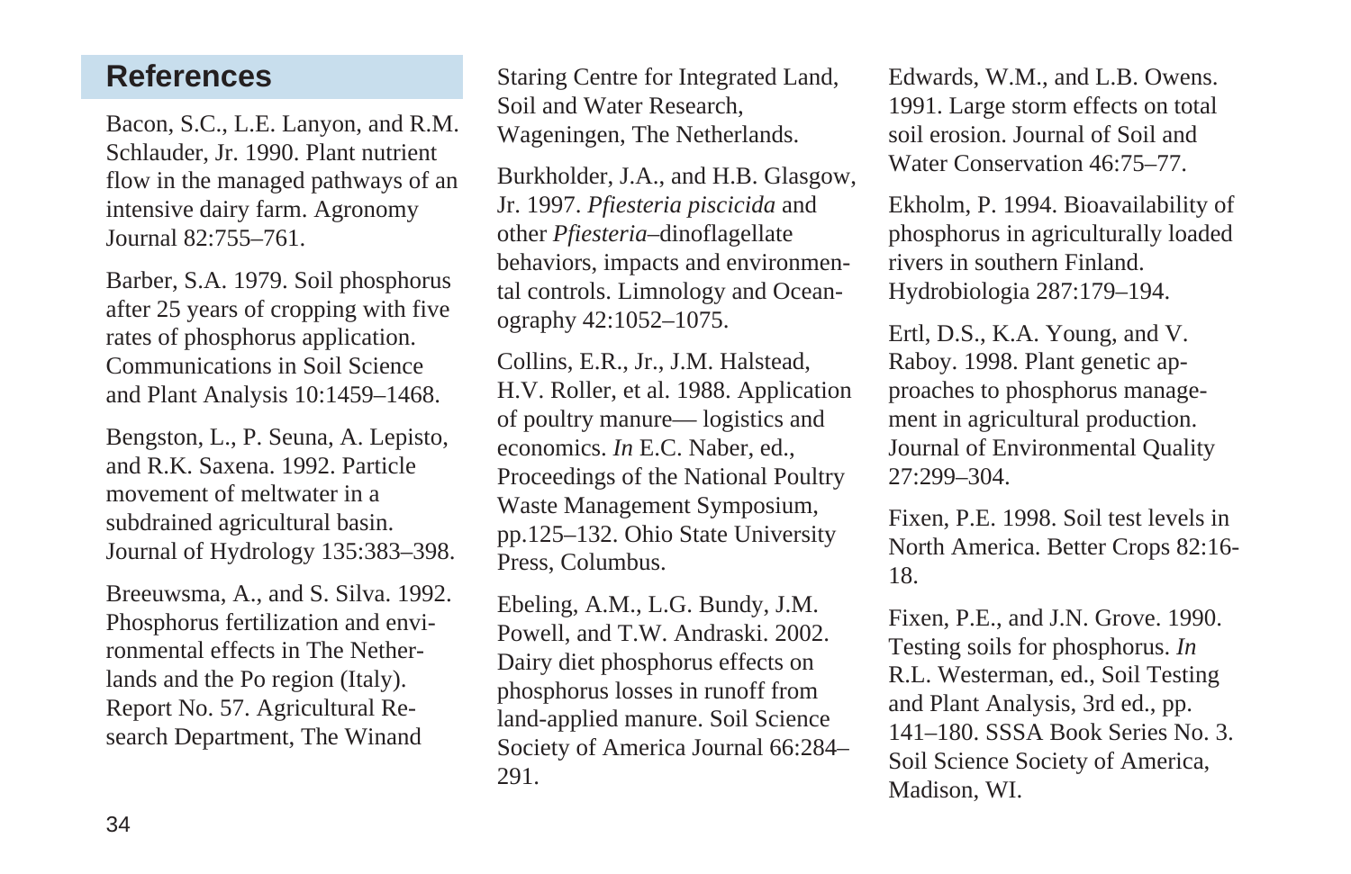## References

Bacon, S.C., L.E. Lanyon, and R.M. Schlauder, Jr. 1990. Plant nutrient flow in the managed pathways of an intensive dairy farm. Agronomy Journal 82:755–761.

Barber, S.A. 1979. Soil phosphorus after 25 years of cropping with five rates of phosphorus application. Communications in Soil Science and Plant Analysis 10:1459–1468.

Bengston, L., P. Seuna, A. Lepisto, and R.K. Saxena. 1992. Particle movement of meltwater in a subdrained agricultural basin. Journal of Hydrology 135:383–398.

Breeuwsma, A., and S. Silva. 1992. Phosphorus fertilization and environmental effects in The Netherlands and the Po region (Italy). Report No. 57. Agricultural Research Department, The Winand Staring Centre for Integrated Land, Soil and Water Research, Wageningen, The Netherlands.

Burkholder, J.A., and H.B. Glasgow, Jr. 1997. *Pfiesteria piscicida* and other *Pfiesteria*–dinoflagellate behaviors, impacts and environmental controls. Limnology and Oceanography 42:1052–1075.

Collins, E.R., Jr., J.M. Halstead, H.V. Roller, et al. 1988. Application of poultry manure— logistics and economics. *In* E.C. Naber, ed., Proceedings of the National Poultry Waste Management Symposium, pp.125–132. Ohio State University Press, Columbus.

Ebeling, A.M., L.G. Bundy, J.M. Powell, and T.W. Andraski. 2002. Dairy diet phosphorus effects on phosphorus losses in runoff from land-applied manure. Soil Science Society of America Journal 66:284–291.

Edwards, W.M., and L.B. Owens. 1991. Large storm effects on total soil erosion. Journal of Soil and Water Conservation 46:75–77.

Ekholm, P. 1994. Bioavailability of phosphorus in agriculturally loaded rivers in southern Finland. Hydrobiologia 287:179–194.

Ertl, D.S., K.A. Young, and V. Raboy. 1998. Plant genetic approaches to phosphorus management in agricultural production. Journal of Environmental Quality 27:299–304.

Fixen, P.E. 1998. Soil test levels in North America. Better Crops 82:16-18.

Fixen, P.E., and J.N. Grove. 1990. Testing soils for phosphorus. *In* R.L. Westerman, ed., Soil Testing and Plant Analysis, 3rd ed., pp. 141–180. SSSA Book Series No. 3. Soil Science Society of America, Madison, WI.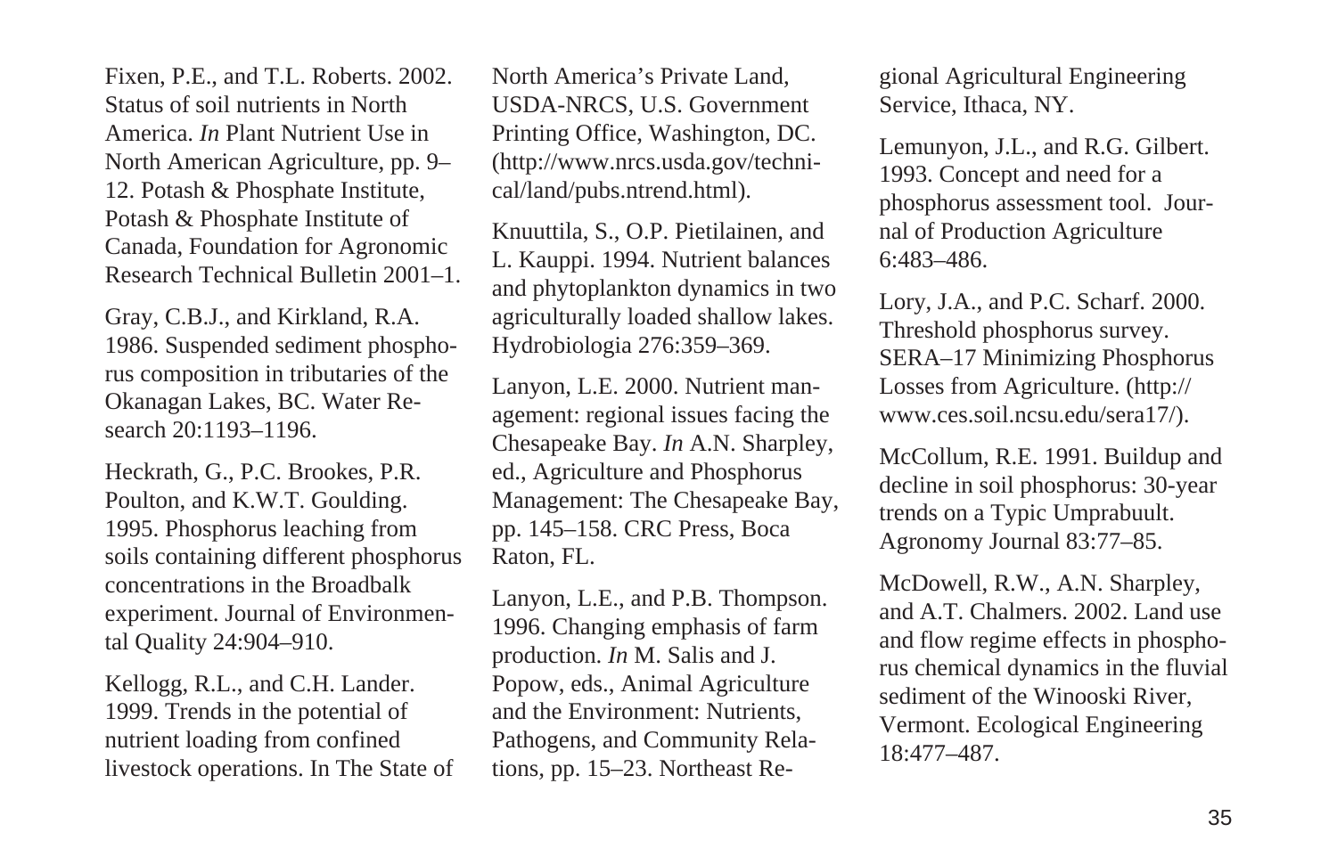Fixen, P.E., and T.L. Roberts. 2002. Status of soil nutrients in North America. *In* Plant Nutrient Use in North American Agriculture, pp. 9–12. Potash & Phosphate Institute, Potash & Phosphate Institute of Canada, Foundation for Agronomic Research Technical Bulletin 2001–1.

Gray, C.B.J., and Kirkland, R.A. 1986. Suspended sediment phosphorus composition in tributaries of the Okanagan Lakes, BC. Water Research 20:1193–1196.

Heckrath, G., P.C. Brookes, P.R. Poulton, and K.W.T. Goulding. 1995. Phosphorus leaching from soils containing different phosphorus concentrations in the Broadbalk experiment. Journal of Environmental Quality 24:904–910.

Kellogg, R.L., and C.H. Lander. 1999. Trends in the potential of nutrient loading from confined livestock operations. In The State of North America's Private Land, USDA-NRCS, U.S. Government Printing Office, Washington, DC. (http://www.nrcs.usda.gov/technical/land/pubs.ntrend.html).

Knuuttila, S., O.P. Pietilainen, and L. Kauppi. 1994. Nutrient balances and phytoplankton dynamics in two agriculturally loaded shallow lakes. Hydrobiologia 276:359–369.

Lanyon, L.E. 2000. Nutrient management: regional issues facing the Chesapeake Bay. *In* A.N. Sharpley, ed., Agriculture and Phosphorus Management: The Chesapeake Bay, pp. 145–158. CRC Press, Boca Raton, FL.

Lanyon, L.E., and P.B. Thompson. 1996. Changing emphasis of farm production. *In* M. Salis and J. Popow, eds., Animal Agriculture and the Environment: Nutrients, Pathogens, and Community Relations, pp. 15–23. Northeast Regional Agricultural Engineering Service, Ithaca, NY.

Lemunyon, J.L., and R.G. Gilbert. 1993. Concept and need for a phosphorus assessment tool. Journal of Production Agriculture 6:483–486.

Lory, J.A., and P.C. Scharf. 2000. Threshold phosphorus survey. SERA–17 Minimizing Phosphorus Losses from Agriculture. (http://www.ces.soil.ncsu.edu/sera17/).

McCollum, R.E. 1991. Buildup and decline in soil phosphorus: 30-year trends on a Typic Umprabuult. Agronomy Journal 83:77–85.

McDowell, R.W., A.N. Sharpley, and A.T. Chalmers. 2002. Land use and flow regime effects in phosphorus chemical dynamics in the fluvial sediment of the Winooski River, Vermont. Ecological Engineering 18:477–487.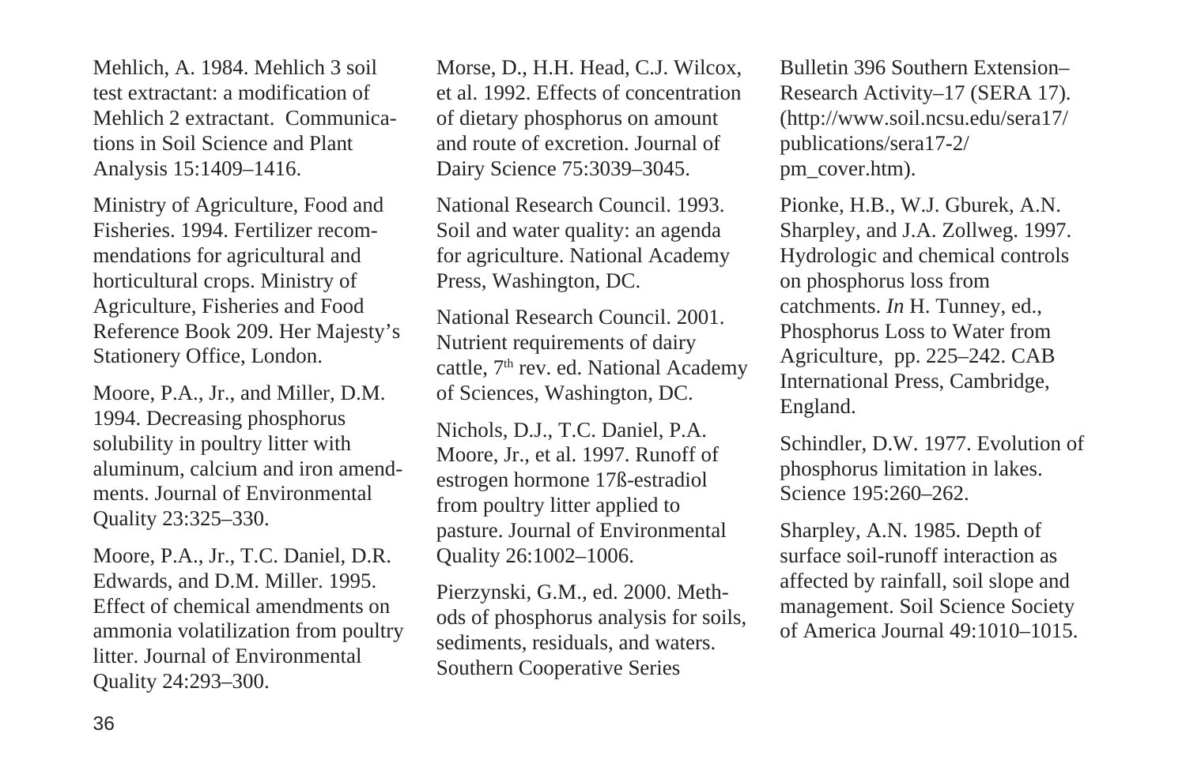Mehlich, A. 1984. Mehlich 3 soil test extractant: a modification of Mehlich 2 extractant. Communications in Soil Science and Plant Analysis 15:1409–1416.

Ministry of Agriculture, Food and Fisheries. 1994. Fertilizer recommendations for agricultural and horticultural crops. Ministry of Agriculture, Fisheries and Food Reference Book 209. Her Majesty's Stationery Office, London.

Moore, P.A., Jr., and Miller, D.M. 1994. Decreasing phosphorus solubility in poultry litter with aluminum, calcium and iron amendments. Journal of Environmental Quality 23:325–330.

Moore, P.A., Jr., T.C. Daniel, D.R. Edwards, and D.M. Miller. 1995. Effect of chemical amendments on ammonia volatilization from poultry litter. Journal of Environmental Quality 24:293–300.

Morse, D., H.H. Head, C.J. Wilcox, et al. 1992. Effects of concentration of dietary phosphorus on amount and route of excretion. Journal of Dairy Science 75:3039–3045.

National Research Council. 1993. Soil and water quality: an agenda for agriculture. National Academy Press, Washington, DC.

National Research Council. 2001. Nutrient requirements of dairy cattle, 7th rev. ed. National Academy of Sciences, Washington, DC.

Nichols, D.J., T.C. Daniel, P.A. Moore, Jr., et al. 1997. Runoff of estrogen hormone 17ß-estradiol from poultry litter applied to pasture. Journal of Environmental Quality 26:1002–1006.

Pierzynski, G.M., ed. 2000. Methods of phosphorus analysis for soils, sediments, residuals, and waters. Southern Cooperative Series Bulletin 396 Southern Extension–Research Activity–17 (SERA 17). (http://www.soil.ncsu.edu/sera17/publications/sera17-2/pm_cover.htm).

Pionke, H.B., W.J. Gburek, A.N. Sharpley, and J.A. Zollweg. 1997. Hydrologic and chemical controls on phosphorus loss from catchments. *In* H. Tunney, ed., Phosphorus Loss to Water from Agriculture, pp. 225–242. CAB International Press, Cambridge, England.

Schindler, D.W. 1977. Evolution of phosphorus limitation in lakes. Science 195:260–262.

Sharpley, A.N. 1985. Depth of surface soil-runoff interaction as affected by rainfall, soil slope and management. Soil Science Society of America Journal 49:1010–1015.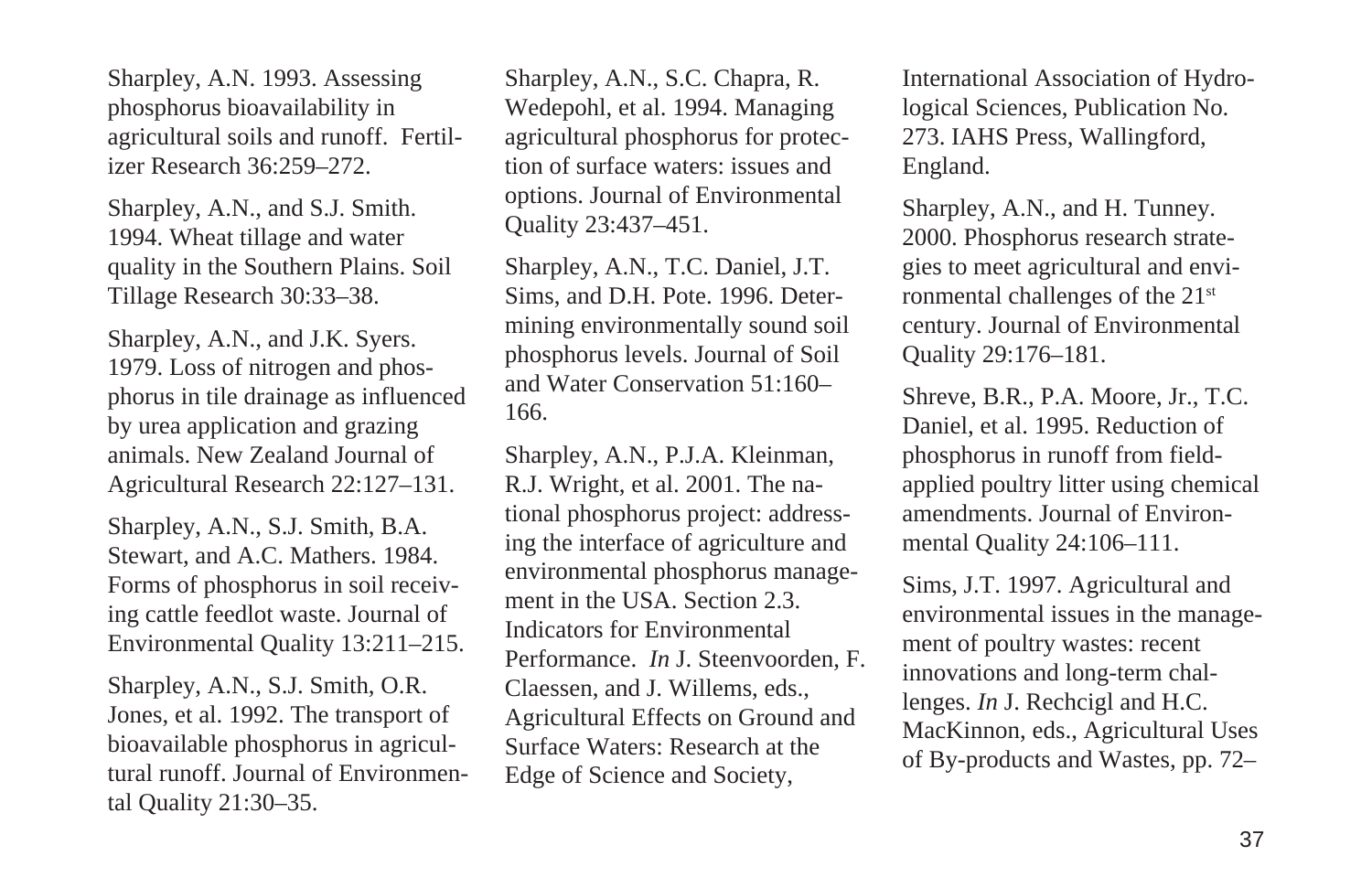Sharpley, A.N. 1993. Assessing phosphorus bioavailability in agricultural soils and runoff. Fertilizer Research 36:259–272.

Sharpley, A.N., and S.J. Smith. 1994. Wheat tillage and water quality in the Southern Plains. Soil Tillage Research 30:33–38.

Sharpley, A.N., and J.K. Syers. 1979. Loss of nitrogen and phosphorus in tile drainage as influenced by urea application and grazing animals. New Zealand Journal of Agricultural Research 22:127–131.

Sharpley, A.N., S.J. Smith, B.A. Stewart, and A.C. Mathers. 1984. Forms of phosphorus in soil receiving cattle feedlot waste. Journal of Environmental Quality 13:211–215.

Sharpley, A.N., S.J. Smith, O.R. Jones, et al. 1992. The transport of bioavailable phosphorus in agricultural runoff. Journal of Environmental Quality 21:30–35.

Sharpley, A.N., S.C. Chapra, R. Wedepohl, et al. 1994. Managing agricultural phosphorus for protection of surface waters: issues and options. Journal of Environmental Quality 23:437–451.

Sharpley, A.N., T.C. Daniel, J.T. Sims, and D.H. Pote. 1996. Determining environmentally sound soil phosphorus levels. Journal of Soil and Water Conservation 51:160–166.

Sharpley, A.N., P.J.A. Kleinman, R.J. Wright, et al. 2001. The national phosphorus project: addressing the interface of agriculture and environmental phosphorus management in the USA. Section 2.3. Indicators for Environmental Performance. *In* J. Steenvoorden, F. Claessen, and J. Willems, eds., Agricultural Effects on Ground and Surface Waters: Research at the Edge of Science and Society, International Association of Hydrological Sciences, Publication No. 273. IAHS Press, Wallingford, England.

Sharpley, A.N., and H. Tunney. 2000. Phosphorus research strategies to meet agricultural and environmental challenges of the 21st century. Journal of Environmental Quality 29:176–181.

Shreve, B.R., P.A. Moore, Jr., T.C. Daniel, et al. 1995. Reduction of phosphorus in runoff from field-applied poultry litter using chemical amendments. Journal of Environmental Quality 24:106–111.

Sims, J.T. 1997. Agricultural and environmental issues in the management of poultry wastes: recent innovations and long-term challenges. *In* J. Rechcigl and H.C. MacKinnon, eds., Agricultural Uses of By-products and Wastes, pp. 72–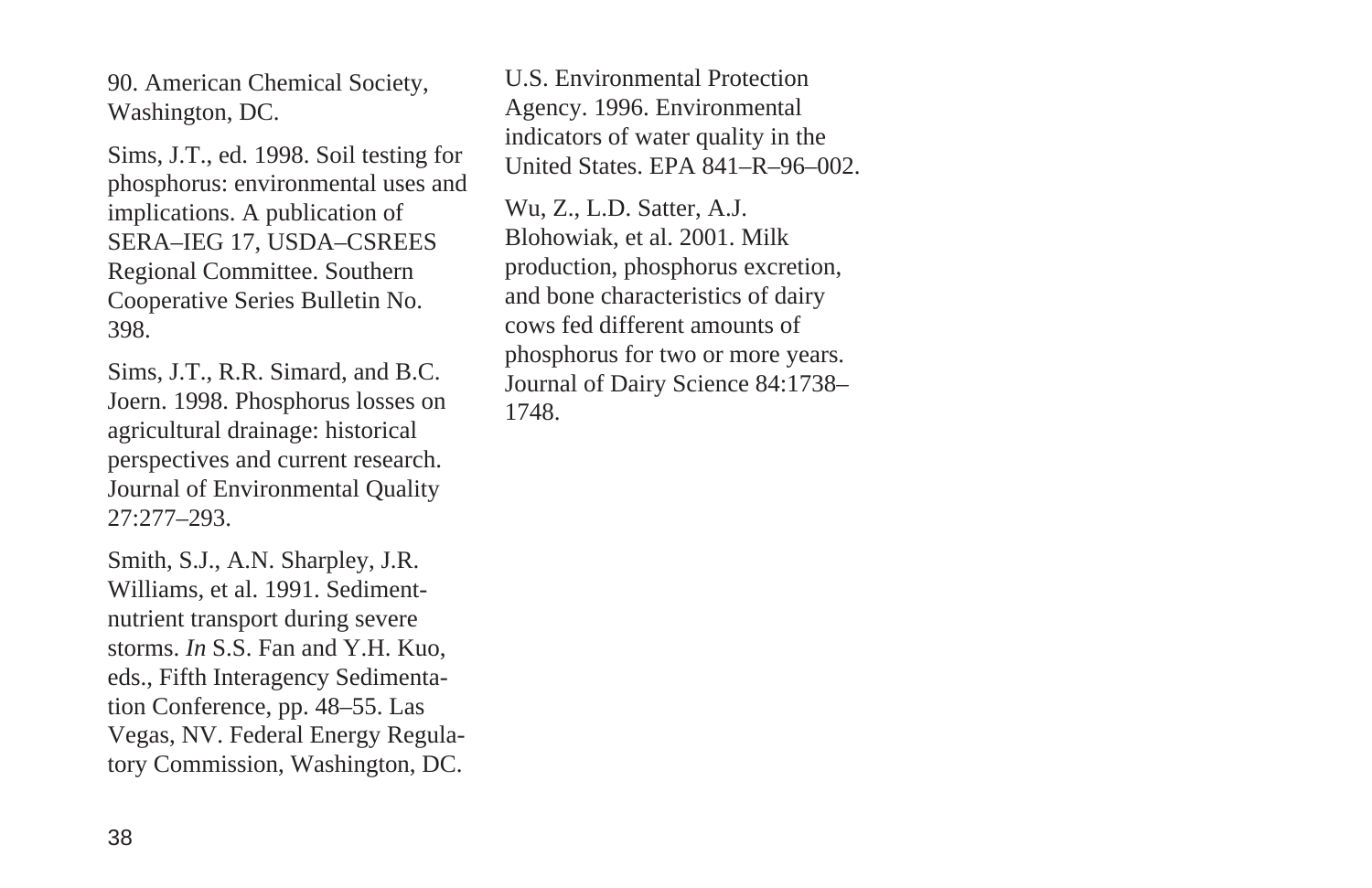90. American Chemical Society, Washington, DC.

Sims, J.T., ed. 1998. Soil testing for phosphorus: environmental uses and implications. A publication of SERA–IEG 17, USDA–CSREES Regional Committee. Southern Cooperative Series Bulletin No. 398.

Sims, J.T., R.R. Simard, and B.C. Joern. 1998. Phosphorus losses on agricultural drainage: historical perspectives and current research. Journal of Environmental Quality 27:277–293.

Smith, S.J., A.N. Sharpley, J.R. Williams, et al. 1991. Sediment-nutrient transport during severe storms. *In* S.S. Fan and Y.H. Kuo, eds., Fifth Interagency Sedimentation Conference, pp. 48–55. Las Vegas, NV. Federal Energy Regulatory Commission, Washington, DC.

U.S. Environmental Protection Agency. 1996. Environmental indicators of water quality in the United States. EPA 841–R–96–002.

Wu, Z., L.D. Satter, A.J. Blohowiak, et al. 2001. Milk production, phosphorus excretion, and bone characteristics of dairy cows fed different amounts of phosphorus for two or more years. Journal of Dairy Science 84:1738–1748.